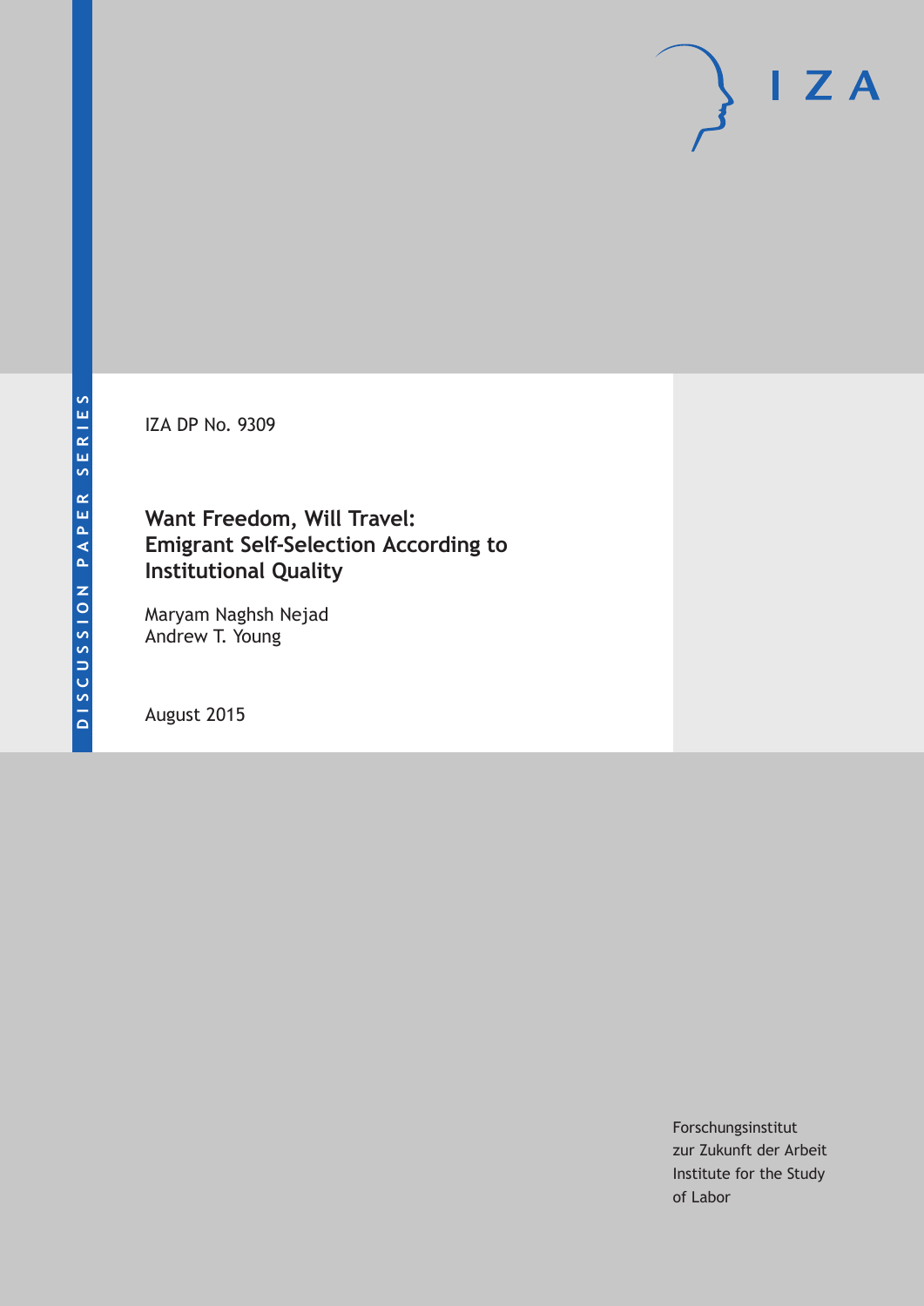DISCUSSION PAPER SERIES

IZA

IZA DP No. 9309

# Want Freedom, Will Travel: Emigrant Self-Selection According to Institutional Quality

Maryam Naghsh Nejad
Andrew T. Young

August 2015

Forschungsinstitut
zur Zukunft der Arbeit
Institute for the Study
of Labor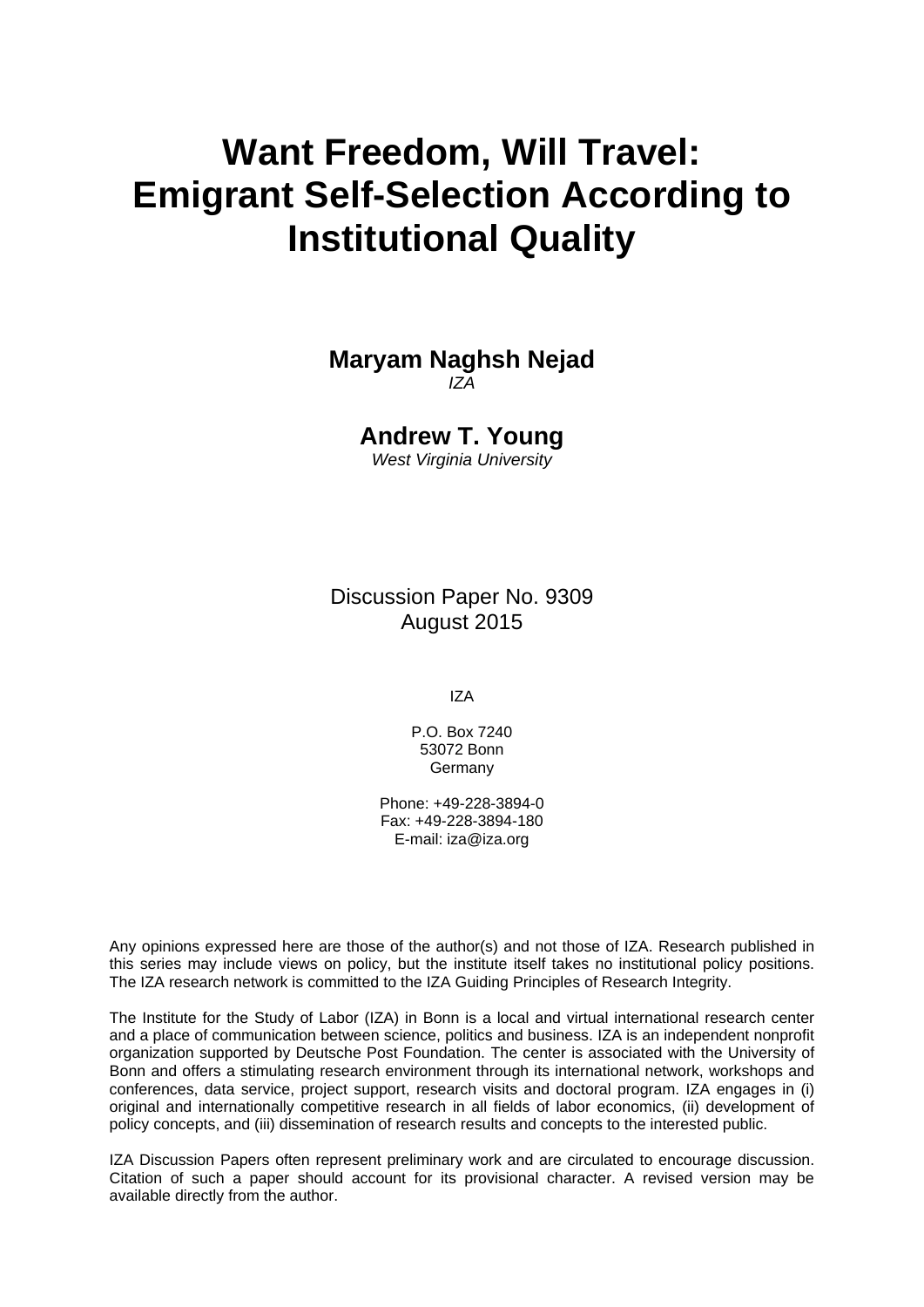# Want Freedom, Will Travel: Emigrant Self-Selection According to Institutional Quality

**Maryam Naghsh Nejad**
*IZA*

**Andrew T. Young**
*West Virginia University*

Discussion Paper No. 9309
August 2015

IZA

P.O. Box 7240
53072 Bonn
Germany

Phone: +49-228-3894-0
Fax: +49-228-3894-180
E-mail: iza@iza.org

Any opinions expressed here are those of the author(s) and not those of IZA. Research published in this series may include views on policy, but the institute itself takes no institutional policy positions. The IZA research network is committed to the IZA Guiding Principles of Research Integrity.

The Institute for the Study of Labor (IZA) in Bonn is a local and virtual international research center and a place of communication between science, politics and business. IZA is an independent nonprofit organization supported by Deutsche Post Foundation. The center is associated with the University of Bonn and offers a stimulating research environment through its international network, workshops and conferences, data service, project support, research visits and doctoral program. IZA engages in (i) original and internationally competitive research in all fields of labor economics, (ii) development of policy concepts, and (iii) dissemination of research results and concepts to the interested public.

IZA Discussion Papers often represent preliminary work and are circulated to encourage discussion. Citation of such a paper should account for its provisional character. A revised version may be available directly from the author.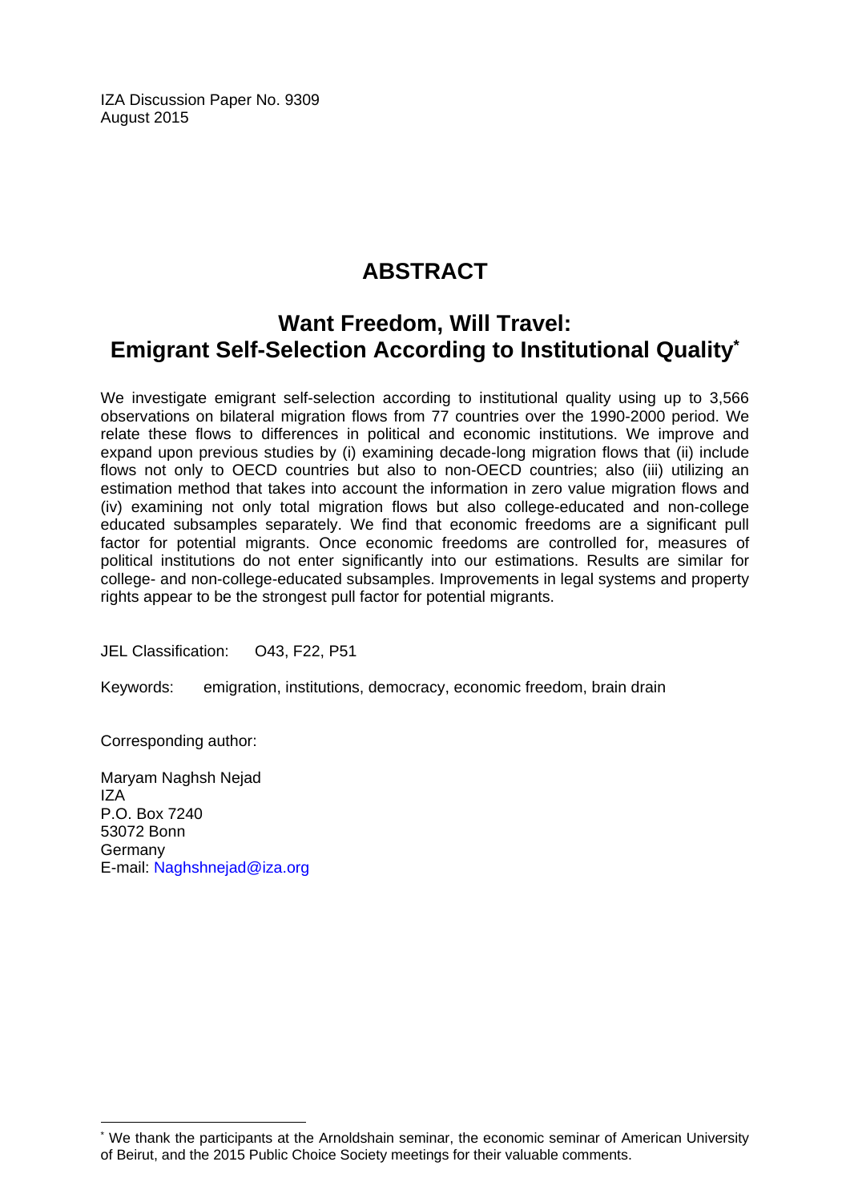IZA Discussion Paper No. 9309
August 2015

# ABSTRACT

## Want Freedom, Will Travel: Emigrant Self-Selection According to Institutional Quality*

We investigate emigrant self-selection according to institutional quality using up to 3,566 observations on bilateral migration flows from 77 countries over the 1990-2000 period. We relate these flows to differences in political and economic institutions. We improve and expand upon previous studies by (i) examining decade-long migration flows that (ii) include flows not only to OECD countries but also to non-OECD countries; also (iii) utilizing an estimation method that takes into account the information in zero value migration flows and (iv) examining not only total migration flows but also college-educated and non-college educated subsamples separately. We find that economic freedoms are a significant pull factor for potential migrants. Once economic freedoms are controlled for, measures of political institutions do not enter significantly into our estimations. Results are similar for college- and non-college-educated subsamples. Improvements in legal systems and property rights appear to be the strongest pull factor for potential migrants.

JEL Classification: O43, F22, P51

Keywords: emigration, institutions, democracy, economic freedom, brain drain

Corresponding author:

Maryam Naghsh Nejad
IZA
P.O. Box 7240
53072 Bonn
Germany
E-mail: Naghshnejad@iza.org

* We thank the participants at the Arnoldshain seminar, the economic seminar of American University of Beirut, and the 2015 Public Choice Society meetings for their valuable comments.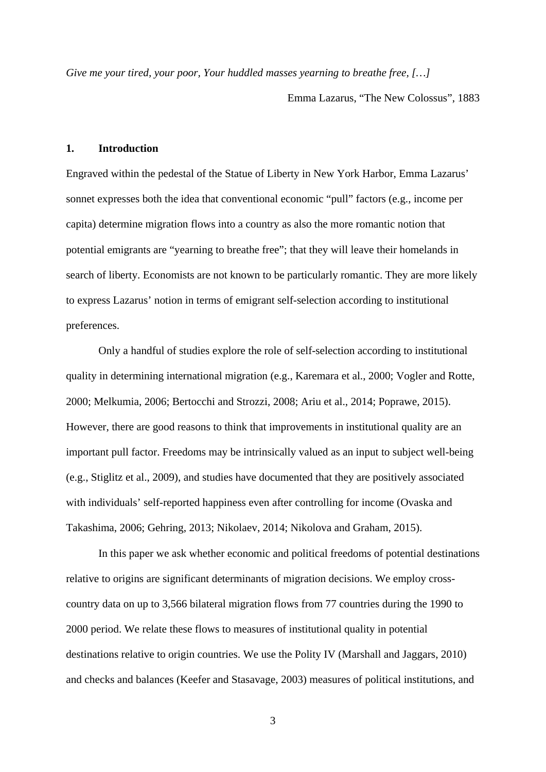*Give me your tired, your poor, Your huddled masses yearning to breathe free, […]*

Emma Lazarus, "The New Colossus", 1883

## 1. Introduction

Engraved within the pedestal of the Statue of Liberty in New York Harbor, Emma Lazarus' sonnet expresses both the idea that conventional economic "pull" factors (e.g., income per capita) determine migration flows into a country as also the more romantic notion that potential emigrants are "yearning to breathe free"; that they will leave their homelands in search of liberty. Economists are not known to be particularly romantic. They are more likely to express Lazarus' notion in terms of emigrant self-selection according to institutional preferences.

Only a handful of studies explore the role of self-selection according to institutional quality in determining international migration (e.g., Karemara et al., 2000; Vogler and Rotte, 2000; Melkumia, 2006; Bertocchi and Strozzi, 2008; Ariu et al., 2014; Poprawe, 2015). However, there are good reasons to think that improvements in institutional quality are an important pull factor. Freedoms may be intrinsically valued as an input to subject well-being (e.g., Stiglitz et al., 2009), and studies have documented that they are positively associated with individuals' self-reported happiness even after controlling for income (Ovaska and Takashima, 2006; Gehring, 2013; Nikolaev, 2014; Nikolova and Graham, 2015).

In this paper we ask whether economic and political freedoms of potential destinations relative to origins are significant determinants of migration decisions. We employ cross-country data on up to 3,566 bilateral migration flows from 77 countries during the 1990 to 2000 period. We relate these flows to measures of institutional quality in potential destinations relative to origin countries. We use the Polity IV (Marshall and Jaggars, 2010) and checks and balances (Keefer and Stasavage, 2003) measures of political institutions, and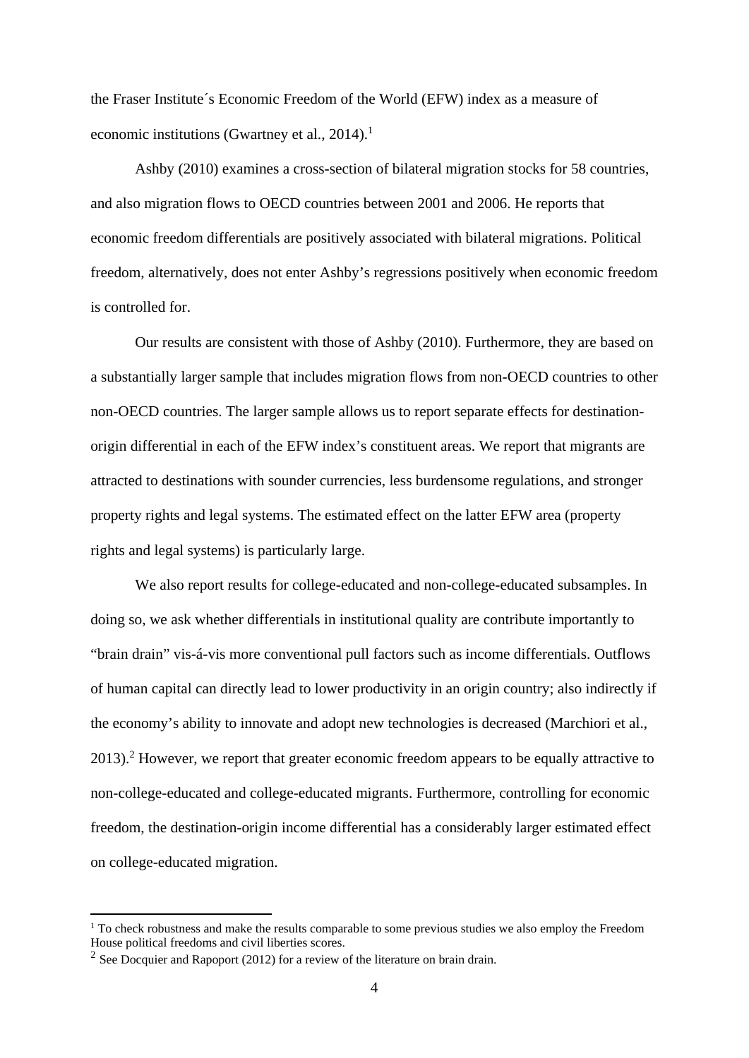the Fraser Institute´s Economic Freedom of the World (EFW) index as a measure of economic institutions (Gwartney et al., 2014).[1]

Ashby (2010) examines a cross-section of bilateral migration stocks for 58 countries, and also migration flows to OECD countries between 2001 and 2006. He reports that economic freedom differentials are positively associated with bilateral migrations. Political freedom, alternatively, does not enter Ashby's regressions positively when economic freedom is controlled for.

Our results are consistent with those of Ashby (2010). Furthermore, they are based on a substantially larger sample that includes migration flows from non-OECD countries to other non-OECD countries. The larger sample allows us to report separate effects for destination-origin differential in each of the EFW index's constituent areas. We report that migrants are attracted to destinations with sounder currencies, less burdensome regulations, and stronger property rights and legal systems. The estimated effect on the latter EFW area (property rights and legal systems) is particularly large.

We also report results for college-educated and non-college-educated subsamples. In doing so, we ask whether differentials in institutional quality are contribute importantly to "brain drain" vis-á-vis more conventional pull factors such as income differentials. Outflows of human capital can directly lead to lower productivity in an origin country; also indirectly if the economy's ability to innovate and adopt new technologies is decreased (Marchiori et al., 2013).[2] However, we report that greater economic freedom appears to be equally attractive to non-college-educated and college-educated migrants. Furthermore, controlling for economic freedom, the destination-origin income differential has a considerably larger estimated effect on college-educated migration.

---

[1] To check robustness and make the results comparable to some previous studies we also employ the Freedom House political freedoms and civil liberties scores.

[2] See Docquier and Rapoport (2012) for a review of the literature on brain drain.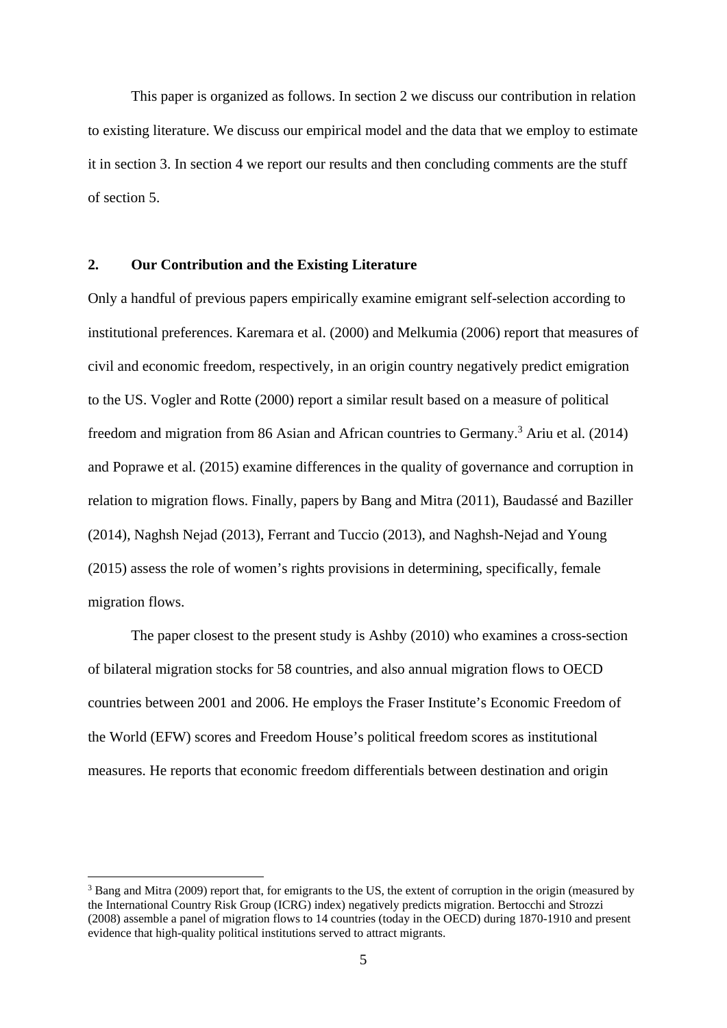This paper is organized as follows. In section 2 we discuss our contribution in relation to existing literature. We discuss our empirical model and the data that we employ to estimate it in section 3. In section 4 we report our results and then concluding comments are the stuff of section 5.

## 2. Our Contribution and the Existing Literature

Only a handful of previous papers empirically examine emigrant self-selection according to institutional preferences. Karemara et al. (2000) and Melkumia (2006) report that measures of civil and economic freedom, respectively, in an origin country negatively predict emigration to the US. Vogler and Rotte (2000) report a similar result based on a measure of political freedom and migration from 86 Asian and African countries to Germany.[3] Ariu et al. (2014) and Poprawe et al. (2015) examine differences in the quality of governance and corruption in relation to migration flows. Finally, papers by Bang and Mitra (2011), Baudassé and Baziller (2014), Naghsh Nejad (2013), Ferrant and Tuccio (2013), and Naghsh-Nejad and Young (2015) assess the role of women's rights provisions in determining, specifically, female migration flows.

The paper closest to the present study is Ashby (2010) who examines a cross-section of bilateral migration stocks for 58 countries, and also annual migration flows to OECD countries between 2001 and 2006. He employs the Fraser Institute's Economic Freedom of the World (EFW) scores and Freedom House's political freedom scores as institutional measures. He reports that economic freedom differentials between destination and origin

[3] Bang and Mitra (2009) report that, for emigrants to the US, the extent of corruption in the origin (measured by the International Country Risk Group (ICRG) index) negatively predicts migration. Bertocchi and Strozzi (2008) assemble a panel of migration flows to 14 countries (today in the OECD) during 1870-1910 and present evidence that high-quality political institutions served to attract migrants.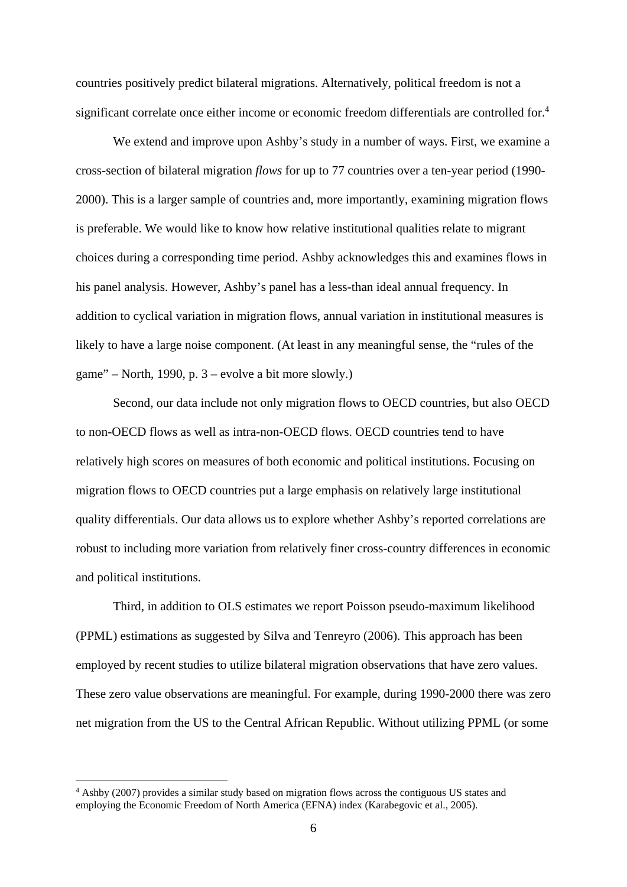countries positively predict bilateral migrations. Alternatively, political freedom is not a significant correlate once either income or economic freedom differentials are controlled for.[4]

We extend and improve upon Ashby's study in a number of ways. First, we examine a cross-section of bilateral migration *flows* for up to 77 countries over a ten-year period (1990-2000). This is a larger sample of countries and, more importantly, examining migration flows is preferable. We would like to know how relative institutional qualities relate to migrant choices during a corresponding time period. Ashby acknowledges this and examines flows in his panel analysis. However, Ashby's panel has a less-than ideal annual frequency. In addition to cyclical variation in migration flows, annual variation in institutional measures is likely to have a large noise component. (At least in any meaningful sense, the "rules of the game" – North, 1990, p. 3 – evolve a bit more slowly.)

Second, our data include not only migration flows to OECD countries, but also OECD to non-OECD flows as well as intra-non-OECD flows. OECD countries tend to have relatively high scores on measures of both economic and political institutions. Focusing on migration flows to OECD countries put a large emphasis on relatively large institutional quality differentials. Our data allows us to explore whether Ashby's reported correlations are robust to including more variation from relatively finer cross-country differences in economic and political institutions.

Third, in addition to OLS estimates we report Poisson pseudo-maximum likelihood (PPML) estimations as suggested by Silva and Tenreyro (2006). This approach has been employed by recent studies to utilize bilateral migration observations that have zero values. These zero value observations are meaningful. For example, during 1990-2000 there was zero net migration from the US to the Central African Republic. Without utilizing PPML (or some

[4] Ashby (2007) provides a similar study based on migration flows across the contiguous US states and employing the Economic Freedom of North America (EFNA) index (Karabegovic et al., 2005).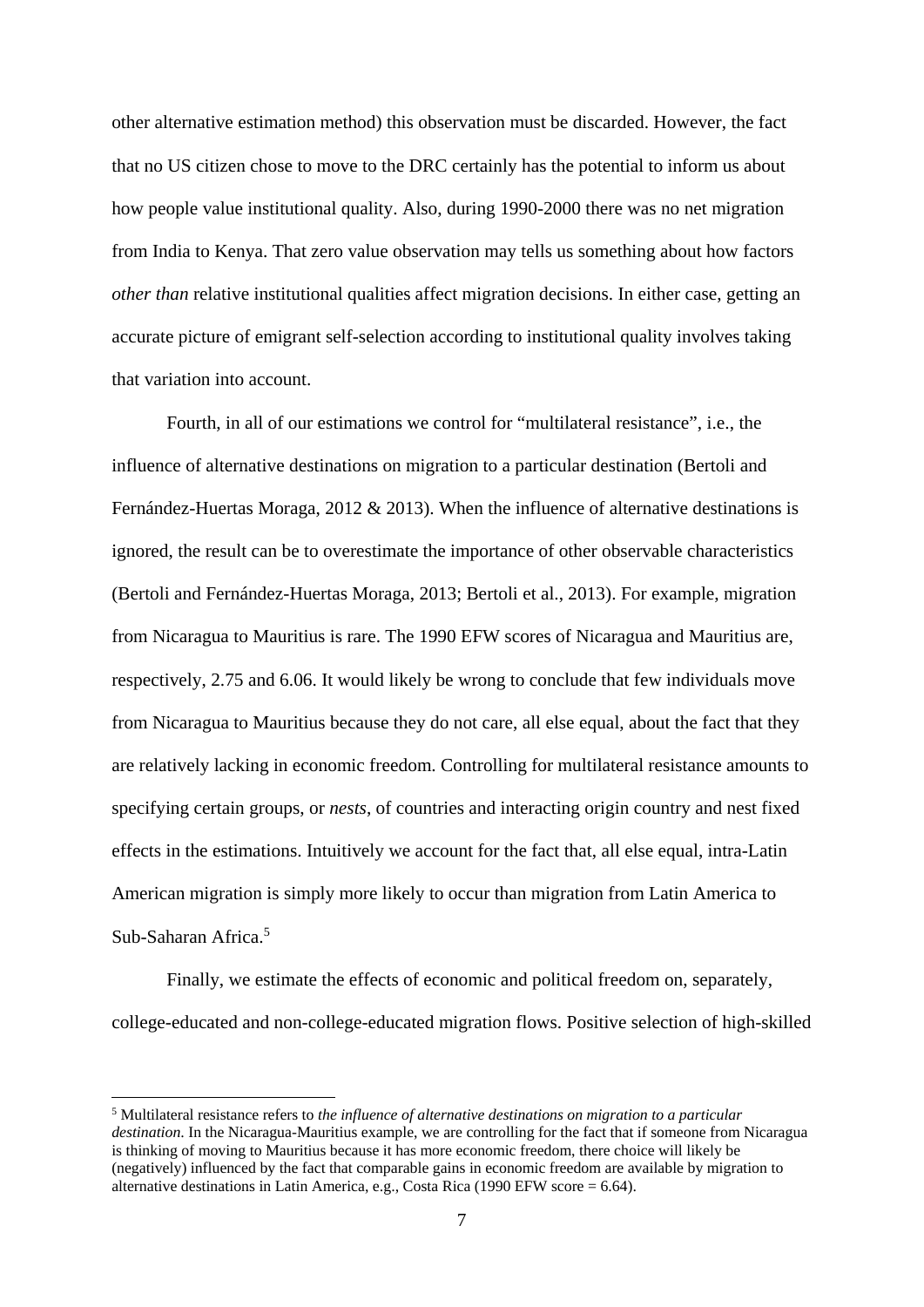other alternative estimation method) this observation must be discarded. However, the fact that no US citizen chose to move to the DRC certainly has the potential to inform us about how people value institutional quality. Also, during 1990-2000 there was no net migration from India to Kenya. That zero value observation may tells us something about how factors *other than* relative institutional qualities affect migration decisions. In either case, getting an accurate picture of emigrant self-selection according to institutional quality involves taking that variation into account.

Fourth, in all of our estimations we control for "multilateral resistance", i.e., the influence of alternative destinations on migration to a particular destination (Bertoli and Fernández-Huertas Moraga, 2012 & 2013). When the influence of alternative destinations is ignored, the result can be to overestimate the importance of other observable characteristics (Bertoli and Fernández-Huertas Moraga, 2013; Bertoli et al., 2013). For example, migration from Nicaragua to Mauritius is rare. The 1990 EFW scores of Nicaragua and Mauritius are, respectively, 2.75 and 6.06. It would likely be wrong to conclude that few individuals move from Nicaragua to Mauritius because they do not care, all else equal, about the fact that they are relatively lacking in economic freedom. Controlling for multilateral resistance amounts to specifying certain groups, or *nests*, of countries and interacting origin country and nest fixed effects in the estimations. Intuitively we account for the fact that, all else equal, intra-Latin American migration is simply more likely to occur than migration from Latin America to Sub-Saharan Africa.[5]

Finally, we estimate the effects of economic and political freedom on, separately, college-educated and non-college-educated migration flows. Positive selection of high-skilled

[5] Multilateral resistance refers to *the influence of alternative destinations on migration to a particular destination*. In the Nicaragua-Mauritius example, we are controlling for the fact that if someone from Nicaragua is thinking of moving to Mauritius because it has more economic freedom, there choice will likely be (negatively) influenced by the fact that comparable gains in economic freedom are available by migration to alternative destinations in Latin America, e.g., Costa Rica (1990 EFW score = 6.64).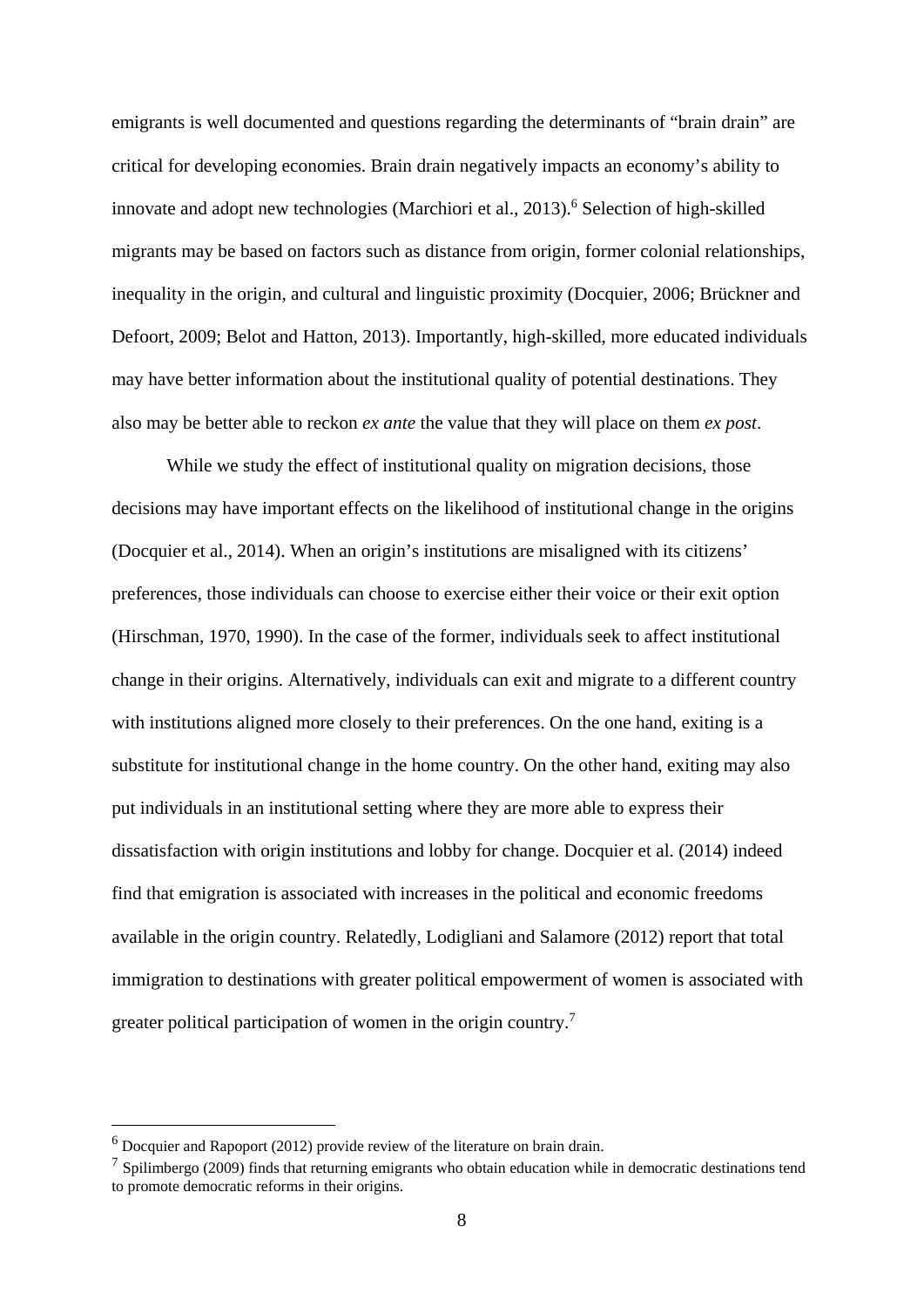emigrants is well documented and questions regarding the determinants of "brain drain" are critical for developing economies. Brain drain negatively impacts an economy's ability to innovate and adopt new technologies (Marchiori et al., 2013).[6] Selection of high-skilled migrants may be based on factors such as distance from origin, former colonial relationships, inequality in the origin, and cultural and linguistic proximity (Docquier, 2006; Brückner and Defoort, 2009; Belot and Hatton, 2013). Importantly, high-skilled, more educated individuals may have better information about the institutional quality of potential destinations. They also may be better able to reckon *ex ante* the value that they will place on them *ex post*.

While we study the effect of institutional quality on migration decisions, those decisions may have important effects on the likelihood of institutional change in the origins (Docquier et al., 2014). When an origin's institutions are misaligned with its citizens' preferences, those individuals can choose to exercise either their voice or their exit option (Hirschman, 1970, 1990). In the case of the former, individuals seek to affect institutional change in their origins. Alternatively, individuals can exit and migrate to a different country with institutions aligned more closely to their preferences. On the one hand, exiting is a substitute for institutional change in the home country. On the other hand, exiting may also put individuals in an institutional setting where they are more able to express their dissatisfaction with origin institutions and lobby for change. Docquier et al. (2014) indeed find that emigration is associated with increases in the political and economic freedoms available in the origin country. Relatedly, Lodigliani and Salamore (2012) report that total immigration to destinations with greater political empowerment of women is associated with greater political participation of women in the origin country.[7]

[6] Docquier and Rapoport (2012) provide review of the literature on brain drain.

[7] Spilimbergo (2009) finds that returning emigrants who obtain education while in democratic destinations tend to promote democratic reforms in their origins.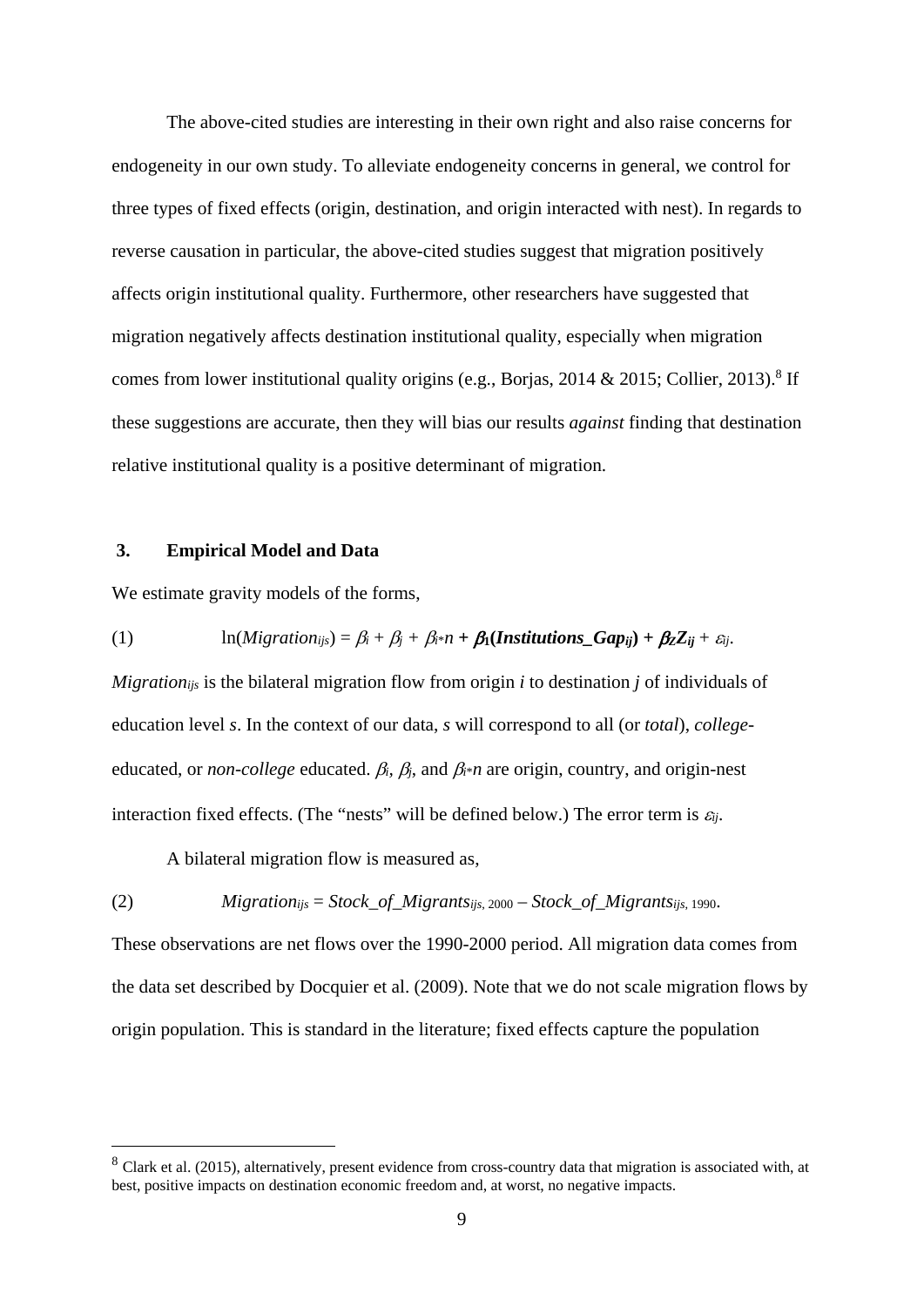The above-cited studies are interesting in their own right and also raise concerns for endogeneity in our own study. To alleviate endogeneity concerns in general, we control for three types of fixed effects (origin, destination, and origin interacted with nest). In regards to reverse causation in particular, the above-cited studies suggest that migration positively affects origin institutional quality. Furthermore, other researchers have suggested that migration negatively affects destination institutional quality, especially when migration comes from lower institutional quality origins (e.g., Borjas, 2014 & 2015; Collier, 2013).[8] If these suggestions are accurate, then they will bias our results *against* finding that destination relative institutional quality is a positive determinant of migration.

## 3. Empirical Model and Data

We estimate gravity models of the forms,

$$\ln(Migration_{ijs}) = \beta_i + \beta_j + \beta_{i*}n + \boldsymbol{\beta_1(Institutions\_Gap_{ij}) + \beta_Z Z_{ij}} + \varepsilon_{ij}. \tag{1}$$

$Migration_{ijs}$ is the bilateral migration flow from origin $i$ to destination $j$ of individuals of education level $s$. In the context of our data, $s$ will correspond to all (or *total*), *college*-educated, or *non-college* educated. $\beta_i$, $\beta_j$, and $\beta_{i*}n$ are origin, country, and origin-nest interaction fixed effects. (The "nests" will be defined below.) The error term is $\varepsilon_{ij}$.

A bilateral migration flow is measured as,

$$Migration_{ijs} = Stock\_of\_Migrants_{ijs,\,2000} - Stock\_of\_Migrants_{ijs,\,1990}. \tag{2}$$

These observations are net flows over the 1990-2000 period. All migration data comes from the data set described by Docquier et al. (2009). Note that we do not scale migration flows by origin population. This is standard in the literature; fixed effects capture the population

---

[8] Clark et al. (2015), alternatively, present evidence from cross-country data that migration is associated with, at best, positive impacts on destination economic freedom and, at worst, no negative impacts.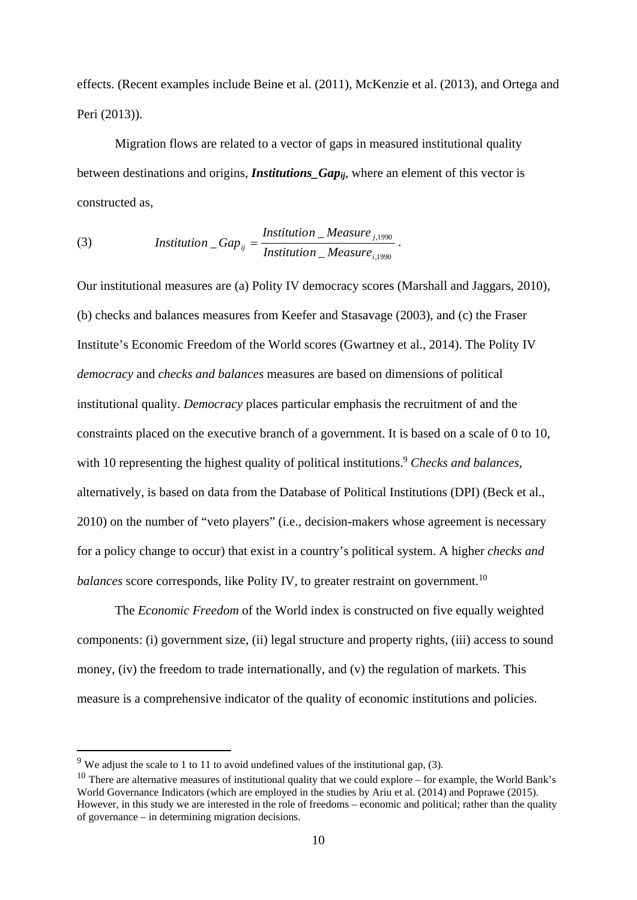effects. (Recent examples include Beine et al. (2011), McKenzie et al. (2013), and Ortega and Peri (2013)).

Migration flows are related to a vector of gaps in measured institutional quality between destinations and origins, ***Institutions_Gap$_{ij}$***, where an element of this vector is constructed as,

$$\text{(3)} \qquad Institution\_Gap_{ij} = \frac{Institution\_Measure_{j,1990}}{Institution\_Measure_{i,1990}}.$$

Our institutional measures are (a) Polity IV democracy scores (Marshall and Jaggars, 2010), (b) checks and balances measures from Keefer and Stasavage (2003), and (c) the Fraser Institute's Economic Freedom of the World scores (Gwartney et al., 2014). The Polity IV *democracy* and *checks and balances* measures are based on dimensions of political institutional quality. *Democracy* places particular emphasis the recruitment of and the constraints placed on the executive branch of a government. It is based on a scale of 0 to 10, with 10 representing the highest quality of political institutions.[9] *Checks and balances*, alternatively, is based on data from the Database of Political Institutions (DPI) (Beck et al., 2010) on the number of "veto players" (i.e., decision-makers whose agreement is necessary for a policy change to occur) that exist in a country's political system. A higher *checks and balances* score corresponds, like Polity IV, to greater restraint on government.[10]

The *Economic Freedom* of the World index is constructed on five equally weighted components: (i) government size, (ii) legal structure and property rights, (iii) access to sound money, (iv) the freedom to trade internationally, and (v) the regulation of markets. This measure is a comprehensive indicator of the quality of economic institutions and policies.

---

[9] We adjust the scale to 1 to 11 to avoid undefined values of the institutional gap, (3).

[10] There are alternative measures of institutional quality that we could explore – for example, the World Bank's World Governance Indicators (which are employed in the studies by Ariu et al. (2014) and Poprawe (2015). However, in this study we are interested in the role of freedoms – economic and political; rather than the quality of governance – in determining migration decisions.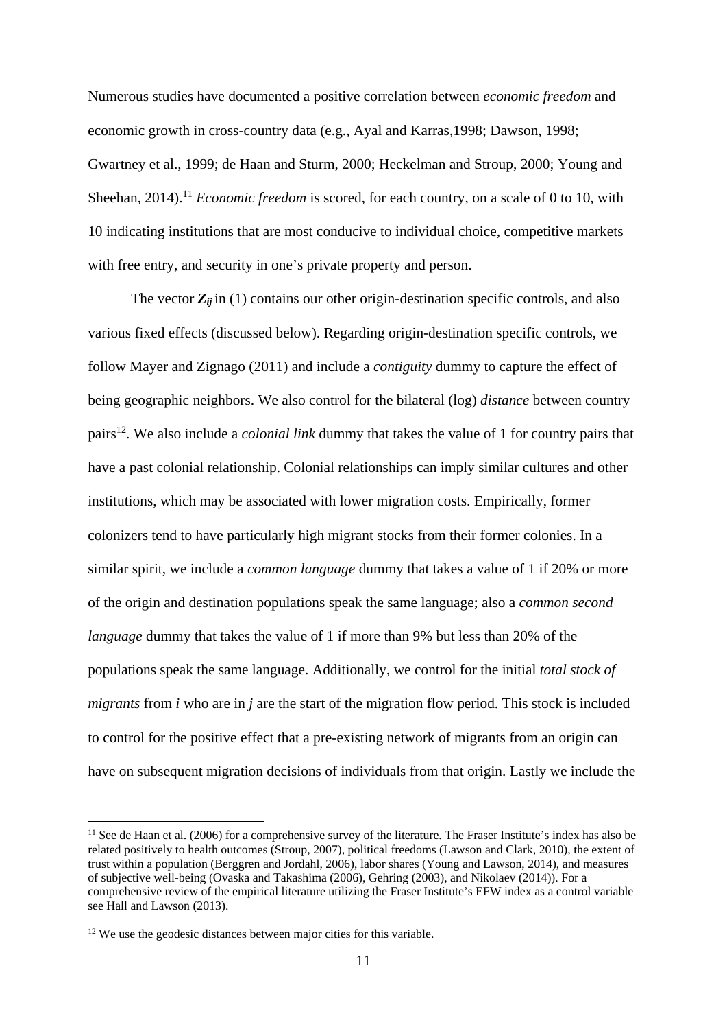Numerous studies have documented a positive correlation between *economic freedom* and economic growth in cross-country data (e.g., Ayal and Karras,1998; Dawson, 1998; Gwartney et al., 1999; de Haan and Sturm, 2000; Heckelman and Stroup, 2000; Young and Sheehan, 2014).[11] *Economic freedom* is scored, for each country, on a scale of 0 to 10, with 10 indicating institutions that are most conducive to individual choice, competitive markets with free entry, and security in one's private property and person.

The vector $\boldsymbol{Z_{ij}}$ in (1) contains our other origin-destination specific controls, and also various fixed effects (discussed below). Regarding origin-destination specific controls, we follow Mayer and Zignago (2011) and include a *contiguity* dummy to capture the effect of being geographic neighbors. We also control for the bilateral (log) *distance* between country pairs[12]. We also include a *colonial link* dummy that takes the value of 1 for country pairs that have a past colonial relationship. Colonial relationships can imply similar cultures and other institutions, which may be associated with lower migration costs. Empirically, former colonizers tend to have particularly high migrant stocks from their former colonies. In a similar spirit, we include a *common language* dummy that takes a value of 1 if 20% or more of the origin and destination populations speak the same language; also a *common second language* dummy that takes the value of 1 if more than 9% but less than 20% of the populations speak the same language. Additionally, we control for the initial *total stock of migrants* from *i* who are in *j* are the start of the migration flow period. This stock is included to control for the positive effect that a pre-existing network of migrants from an origin can have on subsequent migration decisions of individuals from that origin. Lastly we include the

---

[11] See de Haan et al. (2006) for a comprehensive survey of the literature. The Fraser Institute's index has also be related positively to health outcomes (Stroup, 2007), political freedoms (Lawson and Clark, 2010), the extent of trust within a population (Berggren and Jordahl, 2006), labor shares (Young and Lawson, 2014), and measures of subjective well-being (Ovaska and Takashima (2006), Gehring (2003), and Nikolaev (2014)). For a comprehensive review of the empirical literature utilizing the Fraser Institute's EFW index as a control variable see Hall and Lawson (2013).

[12] We use the geodesic distances between major cities for this variable.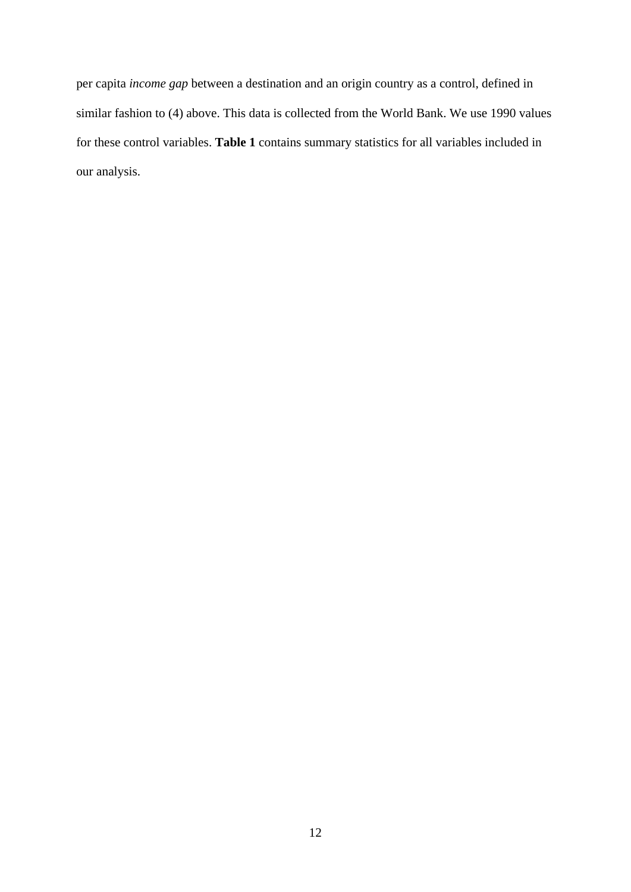per capita *income gap* between a destination and an origin country as a control, defined in similar fashion to (4) above. This data is collected from the World Bank. We use 1990 values for these control variables. **Table 1** contains summary statistics for all variables included in our analysis.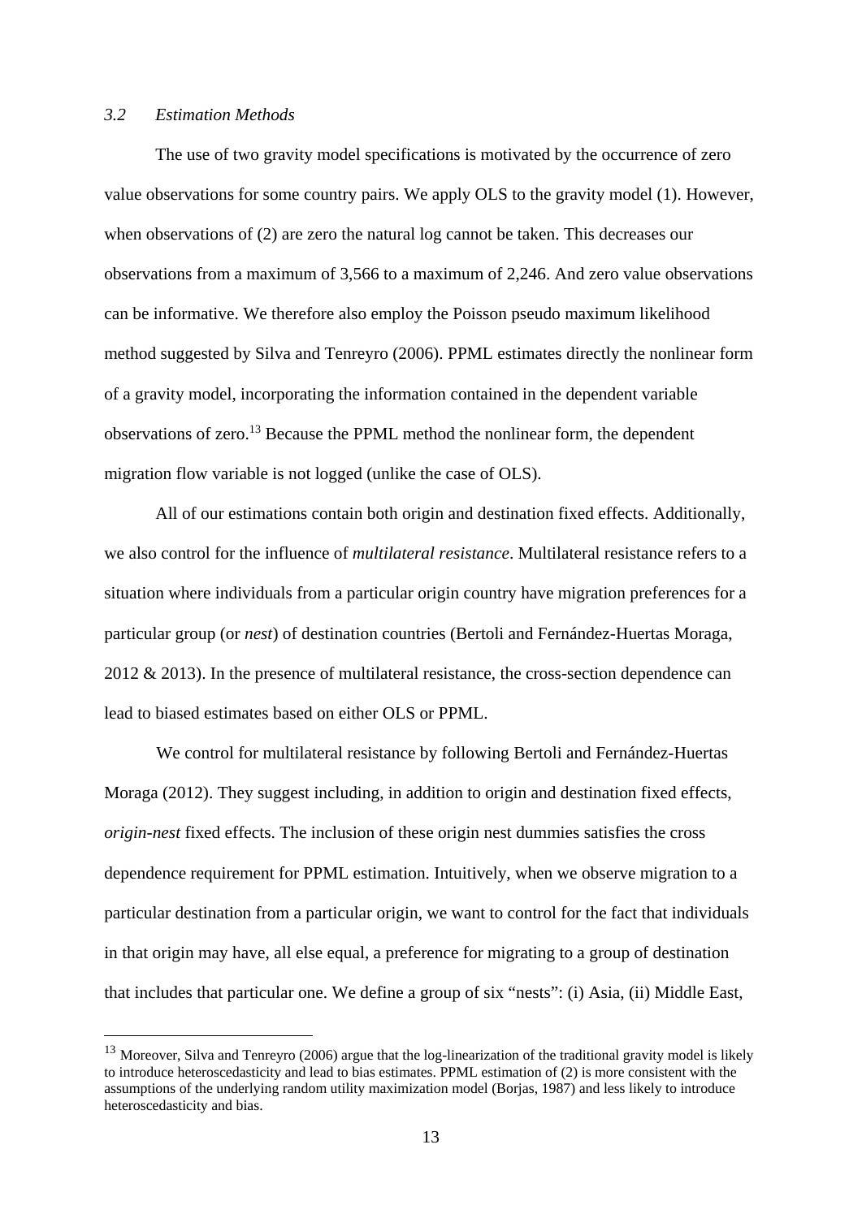### *3.2 Estimation Methods*

The use of two gravity model specifications is motivated by the occurrence of zero value observations for some country pairs. We apply OLS to the gravity model (1). However, when observations of (2) are zero the natural log cannot be taken. This decreases our observations from a maximum of 3,566 to a maximum of 2,246. And zero value observations can be informative. We therefore also employ the Poisson pseudo maximum likelihood method suggested by Silva and Tenreyro (2006). PPML estimates directly the nonlinear form of a gravity model, incorporating the information contained in the dependent variable observations of zero.[13] Because the PPML method the nonlinear form, the dependent migration flow variable is not logged (unlike the case of OLS).

All of our estimations contain both origin and destination fixed effects. Additionally, we also control for the influence of *multilateral resistance*. Multilateral resistance refers to a situation where individuals from a particular origin country have migration preferences for a particular group (or *nest*) of destination countries (Bertoli and Fernández-Huertas Moraga, 2012 & 2013). In the presence of multilateral resistance, the cross-section dependence can lead to biased estimates based on either OLS or PPML.

We control for multilateral resistance by following Bertoli and Fernández-Huertas Moraga (2012). They suggest including, in addition to origin and destination fixed effects, *origin-nest* fixed effects. The inclusion of these origin nest dummies satisfies the cross dependence requirement for PPML estimation. Intuitively, when we observe migration to a particular destination from a particular origin, we want to control for the fact that individuals in that origin may have, all else equal, a preference for migrating to a group of destination that includes that particular one. We define a group of six "nests": (i) Asia, (ii) Middle East,

[13] Moreover, Silva and Tenreyro (2006) argue that the log-linearization of the traditional gravity model is likely to introduce heteroscedasticity and lead to bias estimates. PPML estimation of (2) is more consistent with the assumptions of the underlying random utility maximization model (Borjas, 1987) and less likely to introduce heteroscedasticity and bias.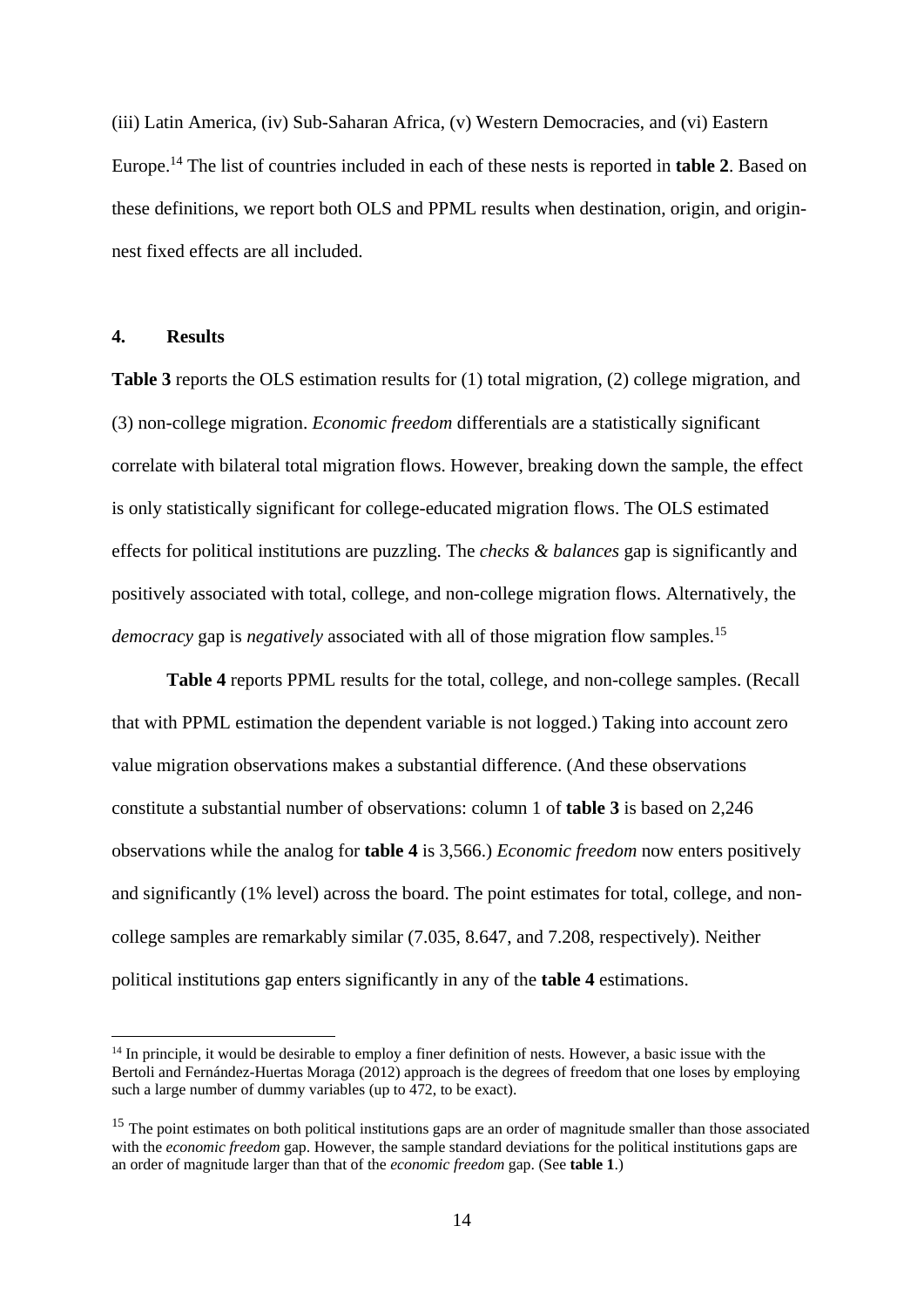(iii) Latin America, (iv) Sub-Saharan Africa, (v) Western Democracies, and (vi) Eastern Europe.[14] The list of countries included in each of these nests is reported in **table 2**. Based on these definitions, we report both OLS and PPML results when destination, origin, and origin-nest fixed effects are all included.

## 4. Results

**Table 3** reports the OLS estimation results for (1) total migration, (2) college migration, and (3) non-college migration. *Economic freedom* differentials are a statistically significant correlate with bilateral total migration flows. However, breaking down the sample, the effect is only statistically significant for college-educated migration flows. The OLS estimated effects for political institutions are puzzling. The *checks & balances* gap is significantly and positively associated with total, college, and non-college migration flows. Alternatively, the *democracy* gap is *negatively* associated with all of those migration flow samples.[15]

**Table 4** reports PPML results for the total, college, and non-college samples. (Recall that with PPML estimation the dependent variable is not logged.) Taking into account zero value migration observations makes a substantial difference. (And these observations constitute a substantial number of observations: column 1 of **table 3** is based on 2,246 observations while the analog for **table 4** is 3,566.) *Economic freedom* now enters positively and significantly (1% level) across the board. The point estimates for total, college, and non-college samples are remarkably similar (7.035, 8.647, and 7.208, respectively). Neither political institutions gap enters significantly in any of the **table 4** estimations.

[14] In principle, it would be desirable to employ a finer definition of nests. However, a basic issue with the Bertoli and Fernández-Huertas Moraga (2012) approach is the degrees of freedom that one loses by employing such a large number of dummy variables (up to 472, to be exact).

[15] The point estimates on both political institutions gaps are an order of magnitude smaller than those associated with the *economic freedom* gap. However, the sample standard deviations for the political institutions gaps are an order of magnitude larger than that of the *economic freedom* gap. (See **table 1**.)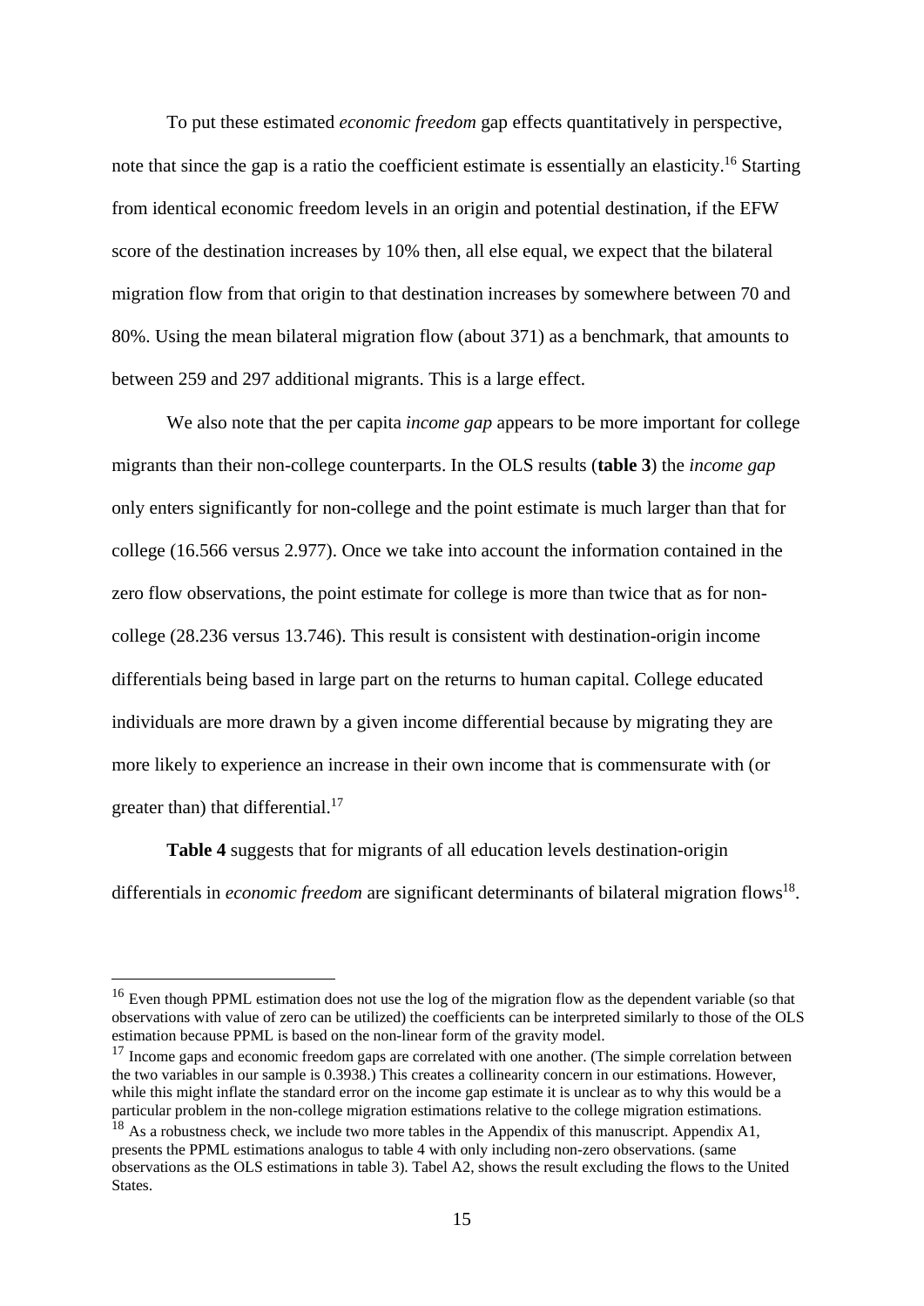To put these estimated *economic freedom* gap effects quantitatively in perspective, note that since the gap is a ratio the coefficient estimate is essentially an elasticity.[16] Starting from identical economic freedom levels in an origin and potential destination, if the EFW score of the destination increases by 10% then, all else equal, we expect that the bilateral migration flow from that origin to that destination increases by somewhere between 70 and 80%. Using the mean bilateral migration flow (about 371) as a benchmark, that amounts to between 259 and 297 additional migrants. This is a large effect.

We also note that the per capita *income gap* appears to be more important for college migrants than their non-college counterparts. In the OLS results (**table 3**) the *income gap* only enters significantly for non-college and the point estimate is much larger than that for college (16.566 versus 2.977). Once we take into account the information contained in the zero flow observations, the point estimate for college is more than twice that as for non-college (28.236 versus 13.746). This result is consistent with destination-origin income differentials being based in large part on the returns to human capital. College educated individuals are more drawn by a given income differential because by migrating they are more likely to experience an increase in their own income that is commensurate with (or greater than) that differential.[17]

**Table 4** suggests that for migrants of all education levels destination-origin differentials in *economic freedom* are significant determinants of bilateral migration flows[18].

---

[16] Even though PPML estimation does not use the log of the migration flow as the dependent variable (so that observations with value of zero can be utilized) the coefficients can be interpreted similarly to those of the OLS estimation because PPML is based on the non-linear form of the gravity model.

[17] Income gaps and economic freedom gaps are correlated with one another. (The simple correlation between the two variables in our sample is 0.3938.) This creates a collinearity concern in our estimations. However, while this might inflate the standard error on the income gap estimate it is unclear as to why this would be a particular problem in the non-college migration estimations relative to the college migration estimations.

[18] As a robustness check, we include two more tables in the Appendix of this manuscript. Appendix A1, presents the PPML estimations analogus to table 4 with only including non-zero observations. (same observations as the OLS estimations in table 3). Tabel A2, shows the result excluding the flows to the United States.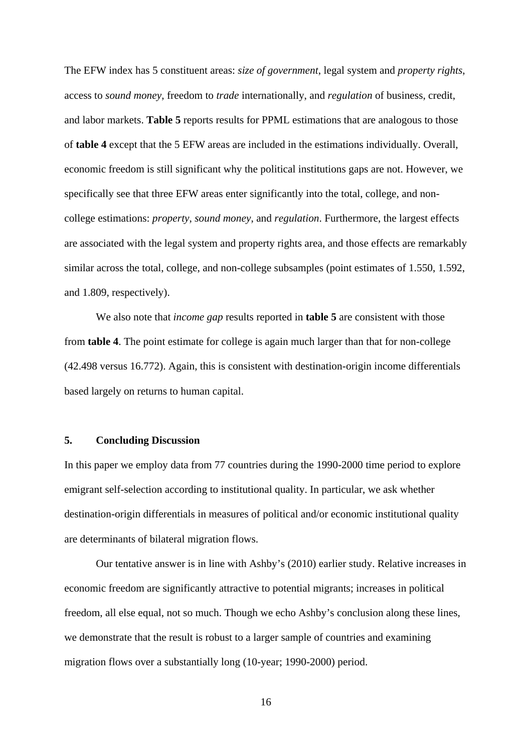The EFW index has 5 constituent areas: *size of government*, legal system and *property rights*, access to *sound money*, freedom to *trade* internationally, and *regulation* of business, credit, and labor markets. **Table 5** reports results for PPML estimations that are analogous to those of **table 4** except that the 5 EFW areas are included in the estimations individually. Overall, economic freedom is still significant why the political institutions gaps are not. However, we specifically see that three EFW areas enter significantly into the total, college, and non-college estimations: *property*, *sound money*, and *regulation*. Furthermore, the largest effects are associated with the legal system and property rights area, and those effects are remarkably similar across the total, college, and non-college subsamples (point estimates of 1.550, 1.592, and 1.809, respectively).

We also note that *income gap* results reported in **table 5** are consistent with those from **table 4**. The point estimate for college is again much larger than that for non-college (42.498 versus 16.772). Again, this is consistent with destination-origin income differentials based largely on returns to human capital.

## 5. Concluding Discussion

In this paper we employ data from 77 countries during the 1990-2000 time period to explore emigrant self-selection according to institutional quality. In particular, we ask whether destination-origin differentials in measures of political and/or economic institutional quality are determinants of bilateral migration flows.

Our tentative answer is in line with Ashby's (2010) earlier study. Relative increases in economic freedom are significantly attractive to potential migrants; increases in political freedom, all else equal, not so much. Though we echo Ashby's conclusion along these lines, we demonstrate that the result is robust to a larger sample of countries and examining migration flows over a substantially long (10-year; 1990-2000) period.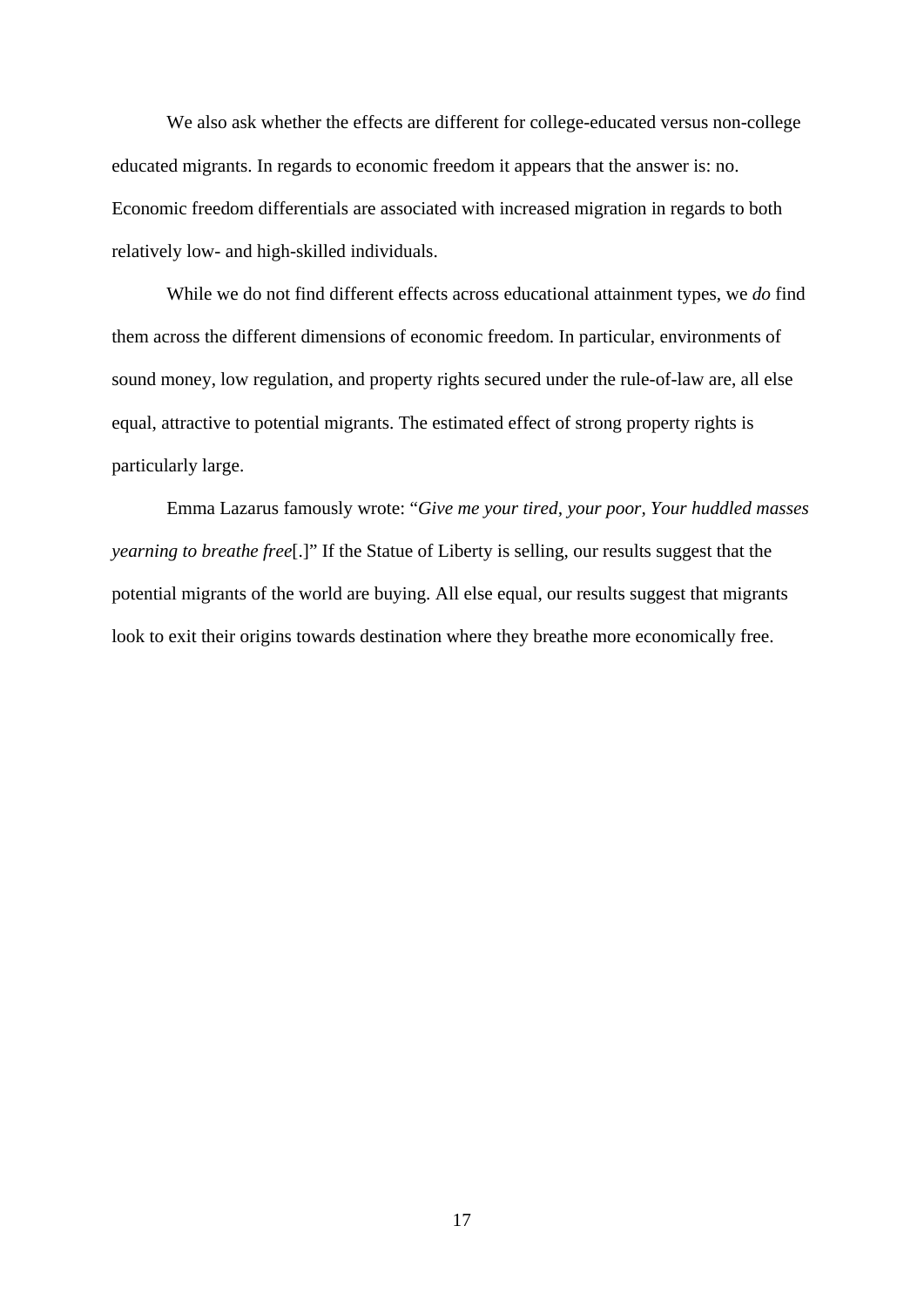We also ask whether the effects are different for college-educated versus non-college educated migrants. In regards to economic freedom it appears that the answer is: no. Economic freedom differentials are associated with increased migration in regards to both relatively low- and high-skilled individuals.

While we do not find different effects across educational attainment types, we *do* find them across the different dimensions of economic freedom. In particular, environments of sound money, low regulation, and property rights secured under the rule-of-law are, all else equal, attractive to potential migrants. The estimated effect of strong property rights is particularly large.

Emma Lazarus famously wrote: "*Give me your tired, your poor, Your huddled masses yearning to breathe free*[.]" If the Statue of Liberty is selling, our results suggest that the potential migrants of the world are buying. All else equal, our results suggest that migrants look to exit their origins towards destination where they breathe more economically free.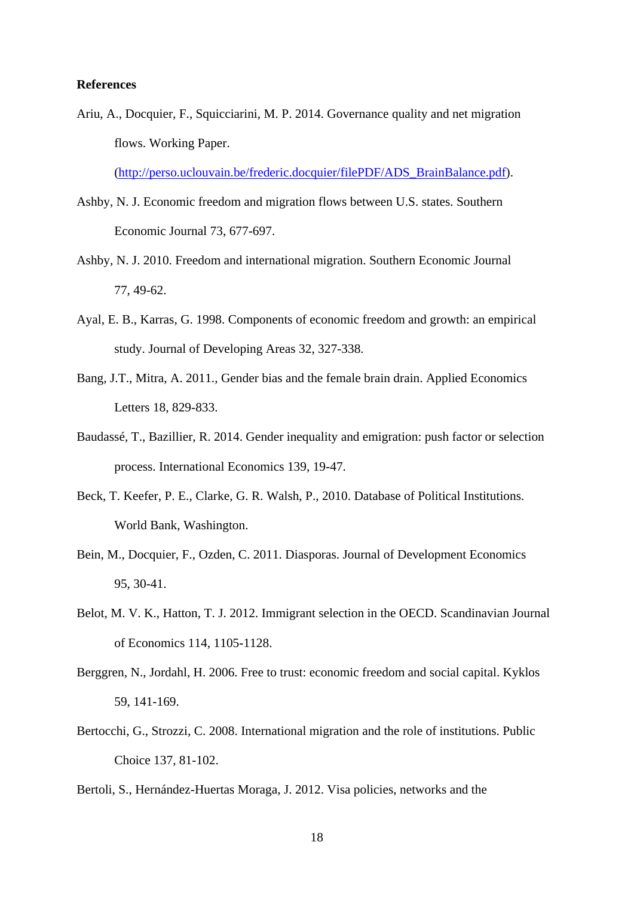**References**

Ariu, A., Docquier, F., Squicciarini, M. P. 2014. Governance quality and net migration flows. Working Paper. (http://perso.uclouvain.be/frederic.docquier/filePDF/ADS_BrainBalance.pdf).

Ashby, N. J. Economic freedom and migration flows between U.S. states. Southern Economic Journal 73, 677-697.

Ashby, N. J. 2010. Freedom and international migration. Southern Economic Journal 77, 49-62.

Ayal, E. B., Karras, G. 1998. Components of economic freedom and growth: an empirical study. Journal of Developing Areas 32, 327-338.

Bang, J.T., Mitra, A. 2011., Gender bias and the female brain drain. Applied Economics Letters 18, 829-833.

Baudassé, T., Bazillier, R. 2014. Gender inequality and emigration: push factor or selection process. International Economics 139, 19-47.

Beck, T. Keefer, P. E., Clarke, G. R. Walsh, P., 2010. Database of Political Institutions. World Bank, Washington.

Bein, M., Docquier, F., Ozden, C. 2011. Diasporas. Journal of Development Economics 95, 30-41.

Belot, M. V. K., Hatton, T. J. 2012. Immigrant selection in the OECD. Scandinavian Journal of Economics 114, 1105-1128.

Berggren, N., Jordahl, H. 2006. Free to trust: economic freedom and social capital. Kyklos 59, 141-169.

Bertocchi, G., Strozzi, C. 2008. International migration and the role of institutions. Public Choice 137, 81-102.

Bertoli, S., Hernández-Huertas Moraga, J. 2012. Visa policies, networks and the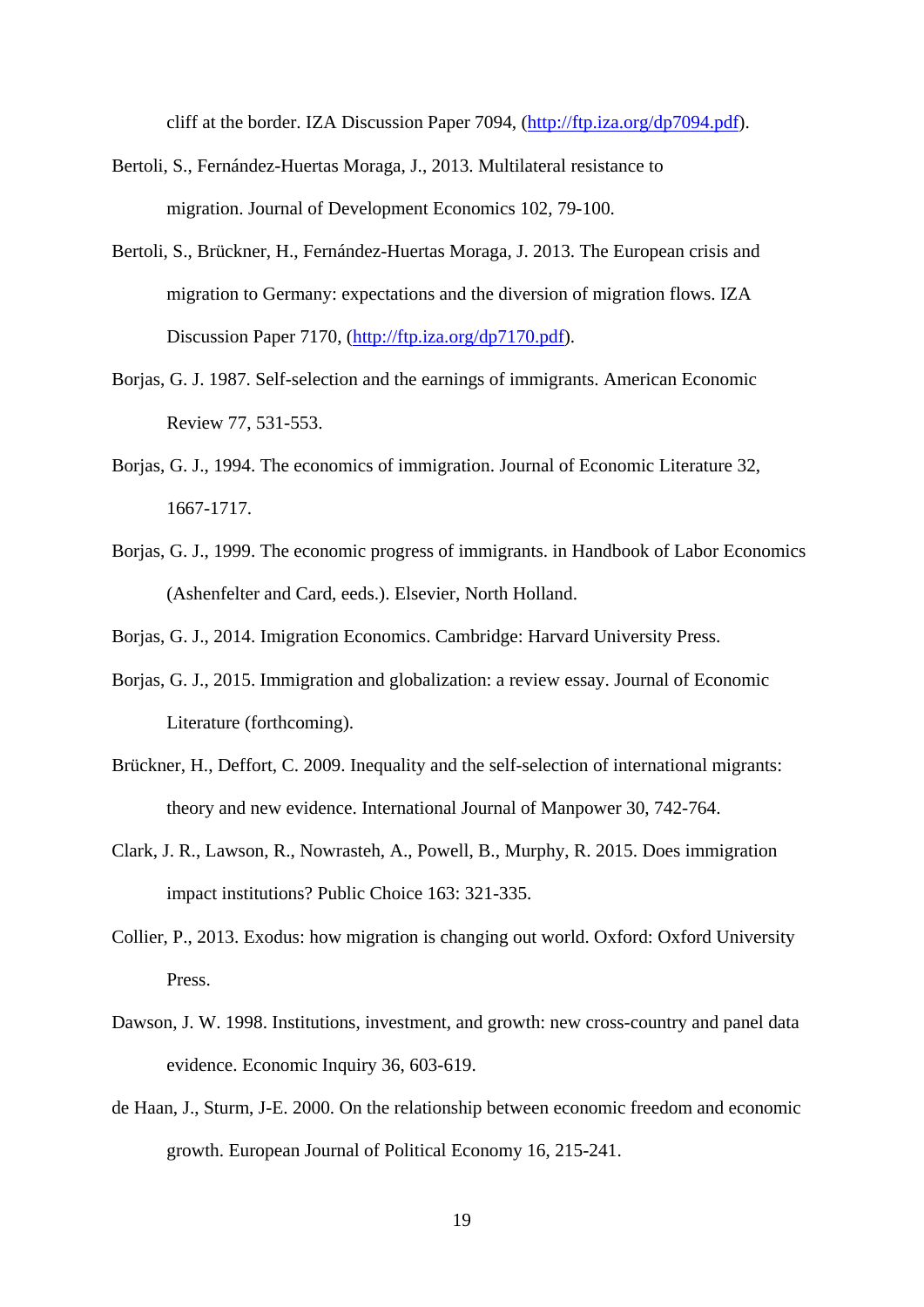cliff at the border. IZA Discussion Paper 7094, (http://ftp.iza.org/dp7094.pdf).

Bertoli, S., Fernández-Huertas Moraga, J., 2013. Multilateral resistance to migration. Journal of Development Economics 102, 79-100.

Bertoli, S., Brückner, H., Fernández-Huertas Moraga, J. 2013. The European crisis and migration to Germany: expectations and the diversion of migration flows. IZA Discussion Paper 7170, (http://ftp.iza.org/dp7170.pdf).

Borjas, G. J. 1987. Self-selection and the earnings of immigrants. American Economic Review 77, 531-553.

Borjas, G. J., 1994. The economics of immigration. Journal of Economic Literature 32, 1667-1717.

Borjas, G. J., 1999. The economic progress of immigrants. in Handbook of Labor Economics (Ashenfelter and Card, eeds.). Elsevier, North Holland.

Borjas, G. J., 2014. Imigration Economics. Cambridge: Harvard University Press.

Borjas, G. J., 2015. Immigration and globalization: a review essay. Journal of Economic Literature (forthcoming).

Brückner, H., Deffort, C. 2009. Inequality and the self-selection of international migrants: theory and new evidence. International Journal of Manpower 30, 742-764.

Clark, J. R., Lawson, R., Nowrasteh, A., Powell, B., Murphy, R. 2015. Does immigration impact institutions? Public Choice 163: 321-335.

Collier, P., 2013. Exodus: how migration is changing out world. Oxford: Oxford University Press.

Dawson, J. W. 1998. Institutions, investment, and growth: new cross-country and panel data evidence. Economic Inquiry 36, 603-619.

de Haan, J., Sturm, J-E. 2000. On the relationship between economic freedom and economic growth. European Journal of Political Economy 16, 215-241.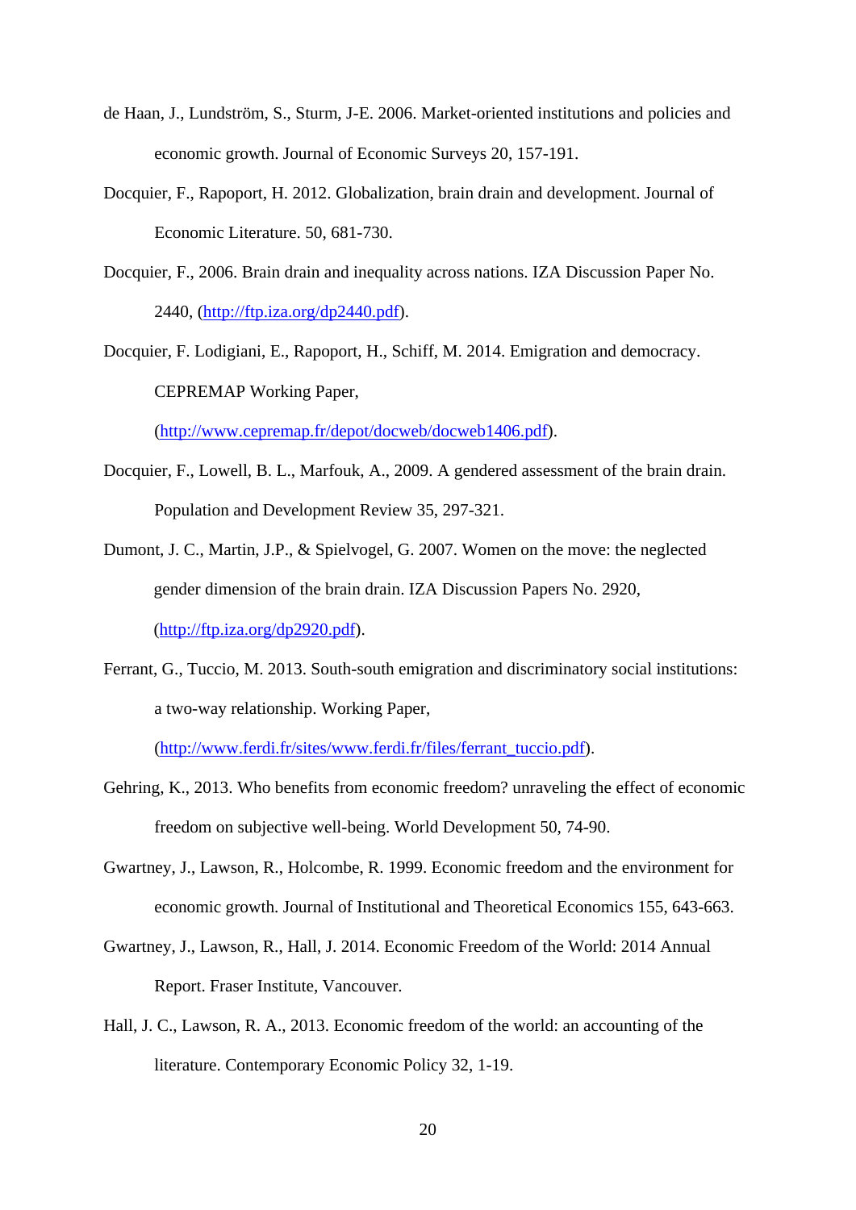de Haan, J., Lundström, S., Sturm, J-E. 2006. Market-oriented institutions and policies and economic growth. Journal of Economic Surveys 20, 157-191.

Docquier, F., Rapoport, H. 2012. Globalization, brain drain and development. Journal of Economic Literature. 50, 681-730.

Docquier, F., 2006. Brain drain and inequality across nations. IZA Discussion Paper No. 2440, (http://ftp.iza.org/dp2440.pdf).

Docquier, F. Lodigiani, E., Rapoport, H., Schiff, M. 2014. Emigration and democracy. CEPREMAP Working Paper, (http://www.cepremap.fr/depot/docweb/docweb1406.pdf).

Docquier, F., Lowell, B. L., Marfouk, A., 2009. A gendered assessment of the brain drain. Population and Development Review 35, 297-321.

Dumont, J. C., Martin, J.P., & Spielvogel, G. 2007. Women on the move: the neglected gender dimension of the brain drain. IZA Discussion Papers No. 2920, (http://ftp.iza.org/dp2920.pdf).

Ferrant, G., Tuccio, M. 2013. South-south emigration and discriminatory social institutions: a two-way relationship. Working Paper, (http://www.ferdi.fr/sites/www.ferdi.fr/files/ferrant_tuccio.pdf).

Gehring, K., 2013. Who benefits from economic freedom? unraveling the effect of economic freedom on subjective well-being. World Development 50, 74-90.

Gwartney, J., Lawson, R., Holcombe, R. 1999. Economic freedom and the environment for economic growth. Journal of Institutional and Theoretical Economics 155, 643-663.

Gwartney, J., Lawson, R., Hall, J. 2014. Economic Freedom of the World: 2014 Annual Report. Fraser Institute, Vancouver.

Hall, J. C., Lawson, R. A., 2013. Economic freedom of the world: an accounting of the literature. Contemporary Economic Policy 32, 1-19.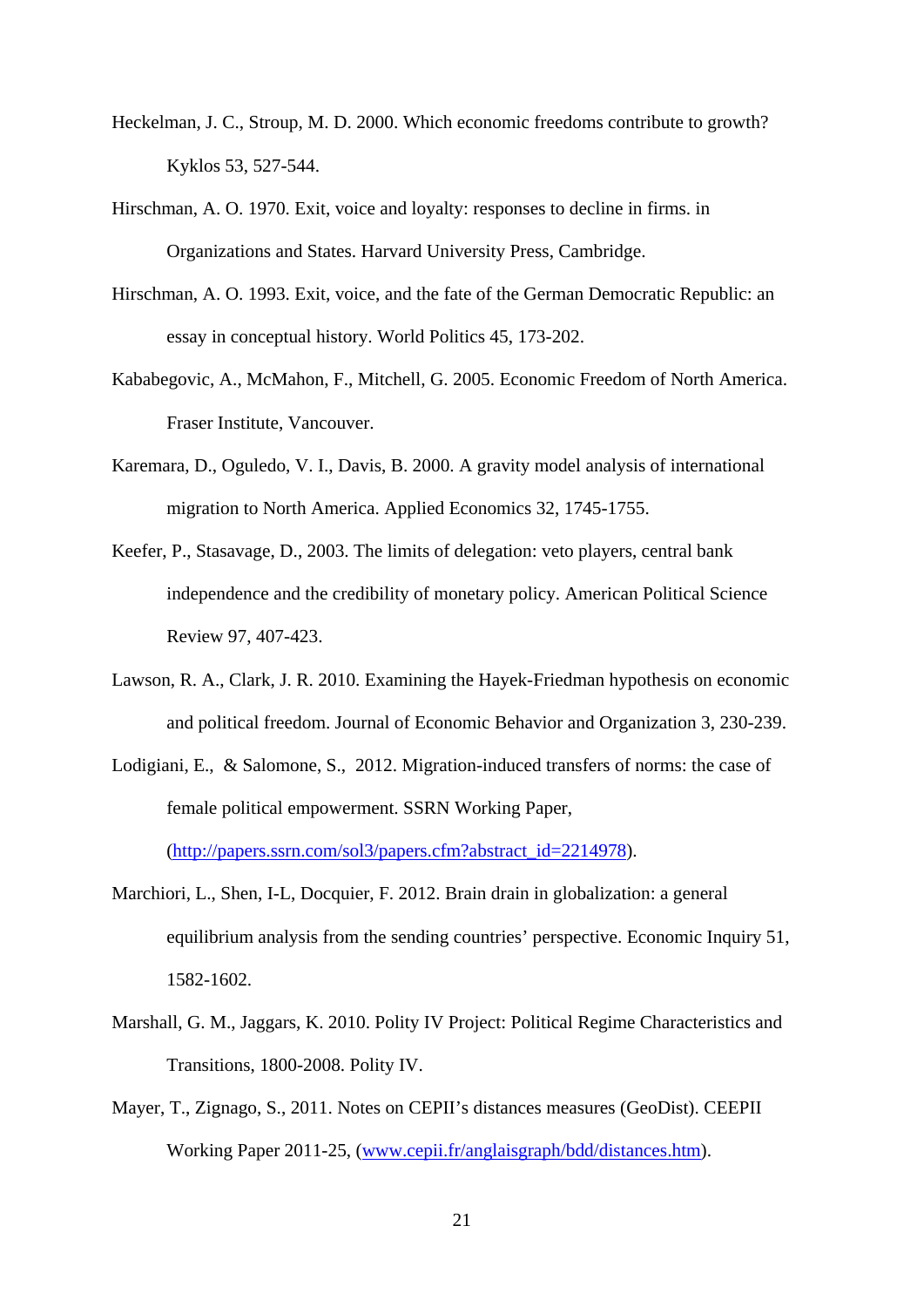Heckelman, J. C., Stroup, M. D. 2000. Which economic freedoms contribute to growth? Kyklos 53, 527-544.

Hirschman, A. O. 1970. Exit, voice and loyalty: responses to decline in firms. in Organizations and States. Harvard University Press, Cambridge.

Hirschman, A. O. 1993. Exit, voice, and the fate of the German Democratic Republic: an essay in conceptual history. World Politics 45, 173-202.

Kababegovic, A., McMahon, F., Mitchell, G. 2005. Economic Freedom of North America. Fraser Institute, Vancouver.

Karemara, D., Oguledo, V. I., Davis, B. 2000. A gravity model analysis of international migration to North America. Applied Economics 32, 1745-1755.

Keefer, P., Stasavage, D., 2003. The limits of delegation: veto players, central bank independence and the credibility of monetary policy. American Political Science Review 97, 407-423.

Lawson, R. A., Clark, J. R. 2010. Examining the Hayek-Friedman hypothesis on economic and political freedom. Journal of Economic Behavior and Organization 3, 230-239.

Lodigiani, E., & Salomone, S., 2012. Migration-induced transfers of norms: the case of female political empowerment. SSRN Working Paper, (http://papers.ssrn.com/sol3/papers.cfm?abstract_id=2214978).

Marchiori, L., Shen, I-L, Docquier, F. 2012. Brain drain in globalization: a general equilibrium analysis from the sending countries' perspective. Economic Inquiry 51, 1582-1602.

Marshall, G. M., Jaggars, K. 2010. Polity IV Project: Political Regime Characteristics and Transitions, 1800-2008. Polity IV.

Mayer, T., Zignago, S., 2011. Notes on CEPII's distances measures (GeoDist). CEEPII Working Paper 2011-25, (www.cepii.fr/anglaisgraph/bdd/distances.htm).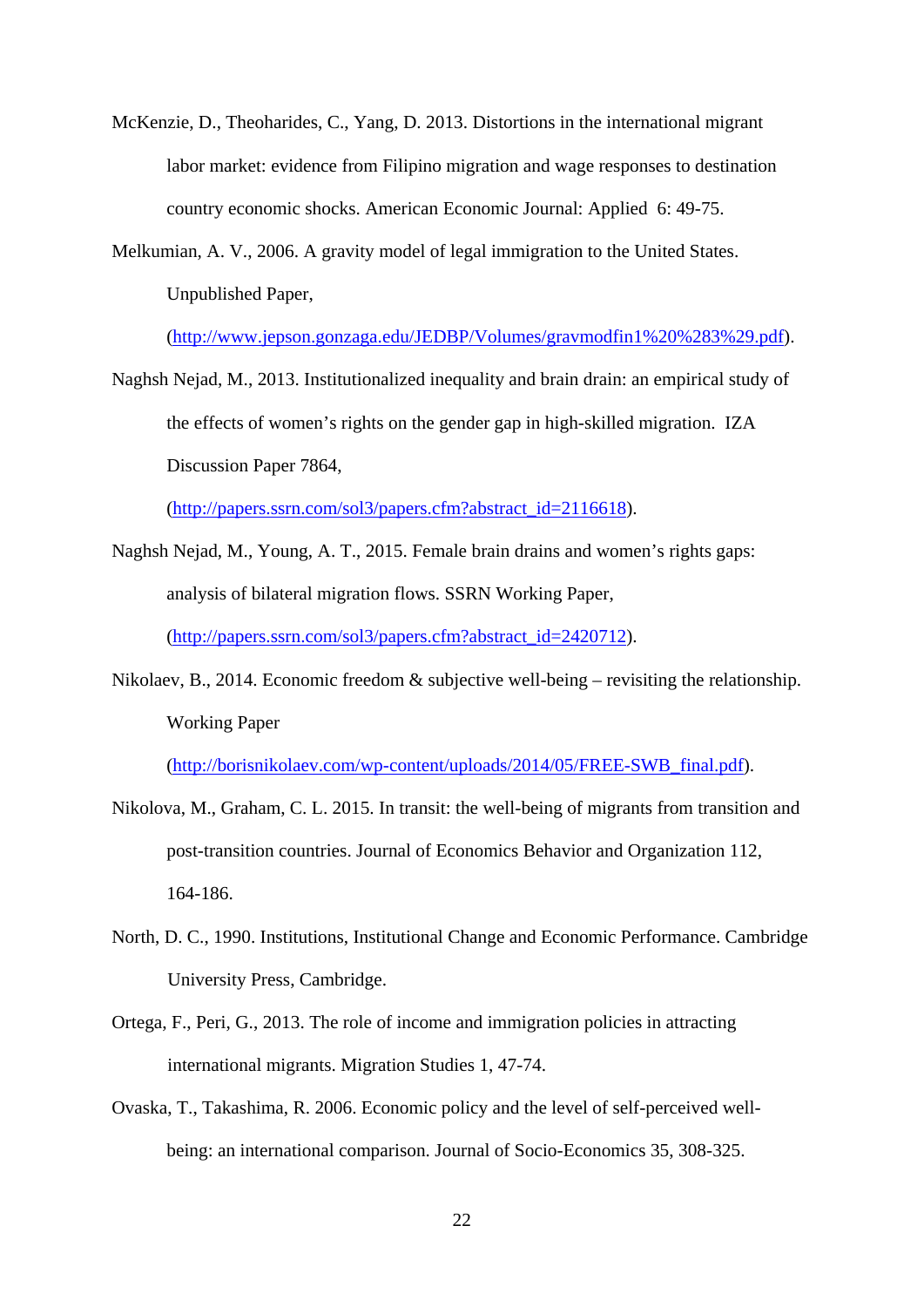McKenzie, D., Theoharides, C., Yang, D. 2013. Distortions in the international migrant labor market: evidence from Filipino migration and wage responses to destination country economic shocks. American Economic Journal: Applied 6: 49-75.

Melkumian, A. V., 2006. A gravity model of legal immigration to the United States. Unpublished Paper, (http://www.jepson.gonzaga.edu/JEDBP/Volumes/gravmodfin1%20%283%29.pdf).

Naghsh Nejad, M., 2013. Institutionalized inequality and brain drain: an empirical study of the effects of women's rights on the gender gap in high-skilled migration. IZA Discussion Paper 7864, (http://papers.ssrn.com/sol3/papers.cfm?abstract_id=2116618).

Naghsh Nejad, M., Young, A. T., 2015. Female brain drains and women's rights gaps: analysis of bilateral migration flows. SSRN Working Paper, (http://papers.ssrn.com/sol3/papers.cfm?abstract_id=2420712).

Nikolaev, B., 2014. Economic freedom & subjective well-being – revisiting the relationship. Working Paper (http://borisnikolaev.com/wp-content/uploads/2014/05/FREE-SWB_final.pdf).

Nikolova, M., Graham, C. L. 2015. In transit: the well-being of migrants from transition and post-transition countries. Journal of Economics Behavior and Organization 112, 164-186.

North, D. C., 1990. Institutions, Institutional Change and Economic Performance. Cambridge University Press, Cambridge.

Ortega, F., Peri, G., 2013. The role of income and immigration policies in attracting international migrants. Migration Studies 1, 47-74.

Ovaska, T., Takashima, R. 2006. Economic policy and the level of self-perceived well-being: an international comparison. Journal of Socio-Economics 35, 308-325.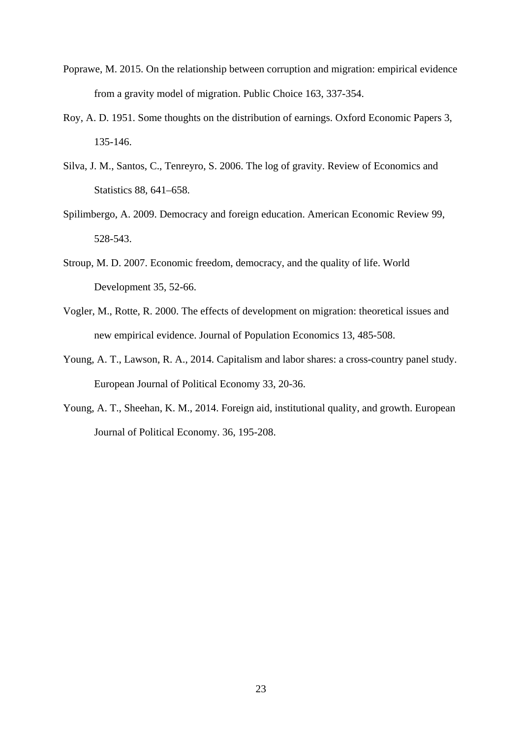Poprawe, M. 2015. On the relationship between corruption and migration: empirical evidence from a gravity model of migration. Public Choice 163, 337-354.

Roy, A. D. 1951. Some thoughts on the distribution of earnings. Oxford Economic Papers 3, 135-146.

Silva, J. M., Santos, C., Tenreyro, S. 2006. The log of gravity. Review of Economics and Statistics 88, 641–658.

Spilimbergo, A. 2009. Democracy and foreign education. American Economic Review 99, 528-543.

Stroup, M. D. 2007. Economic freedom, democracy, and the quality of life. World Development 35, 52-66.

Vogler, M., Rotte, R. 2000. The effects of development on migration: theoretical issues and new empirical evidence. Journal of Population Economics 13, 485-508.

Young, A. T., Lawson, R. A., 2014. Capitalism and labor shares: a cross-country panel study. European Journal of Political Economy 33, 20-36.

Young, A. T., Sheehan, K. M., 2014. Foreign aid, institutional quality, and growth. European Journal of Political Economy. 36, 195-208.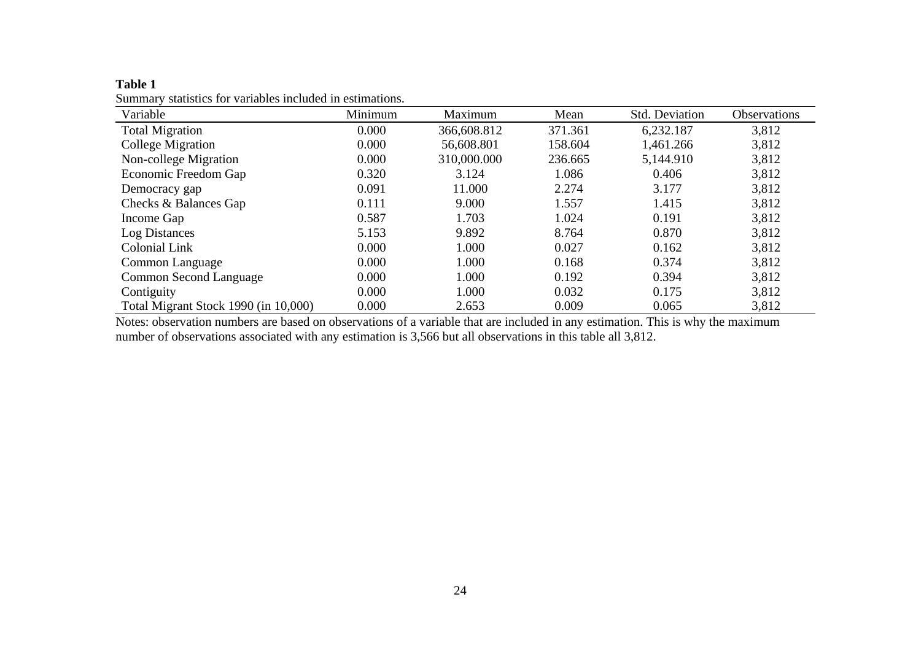**Table 1**

Summary statistics for variables included in estimations.

| Variable | Minimum | Maximum | Mean | Std. Deviation | Observations |
|---|---|---|---|---|---|
| Total Migration | 0.000 | 366,608.812 | 371.361 | 6,232.187 | 3,812 |
| College Migration | 0.000 | 56,608.801 | 158.604 | 1,461.266 | 3,812 |
| Non-college Migration | 0.000 | 310,000.000 | 236.665 | 5,144.910 | 3,812 |
| Economic Freedom Gap | 0.320 | 3.124 | 1.086 | 0.406 | 3,812 |
| Democracy gap | 0.091 | 11.000 | 2.274 | 3.177 | 3,812 |
| Checks & Balances Gap | 0.111 | 9.000 | 1.557 | 1.415 | 3,812 |
| Income Gap | 0.587 | 1.703 | 1.024 | 0.191 | 3,812 |
| Log Distances | 5.153 | 9.892 | 8.764 | 0.870 | 3,812 |
| Colonial Link | 0.000 | 1.000 | 0.027 | 0.162 | 3,812 |
| Common Language | 0.000 | 1.000 | 0.168 | 0.374 | 3,812 |
| Common Second Language | 0.000 | 1.000 | 0.192 | 0.394 | 3,812 |
| Contiguity | 0.000 | 1.000 | 0.032 | 0.175 | 3,812 |
| Total Migrant Stock 1990 (in 10,000) | 0.000 | 2.653 | 0.009 | 0.065 | 3,812 |

Notes: observation numbers are based on observations of a variable that are included in any estimation. This is why the maximum number of observations associated with any estimation is 3,566 but all observations in this table all 3,812.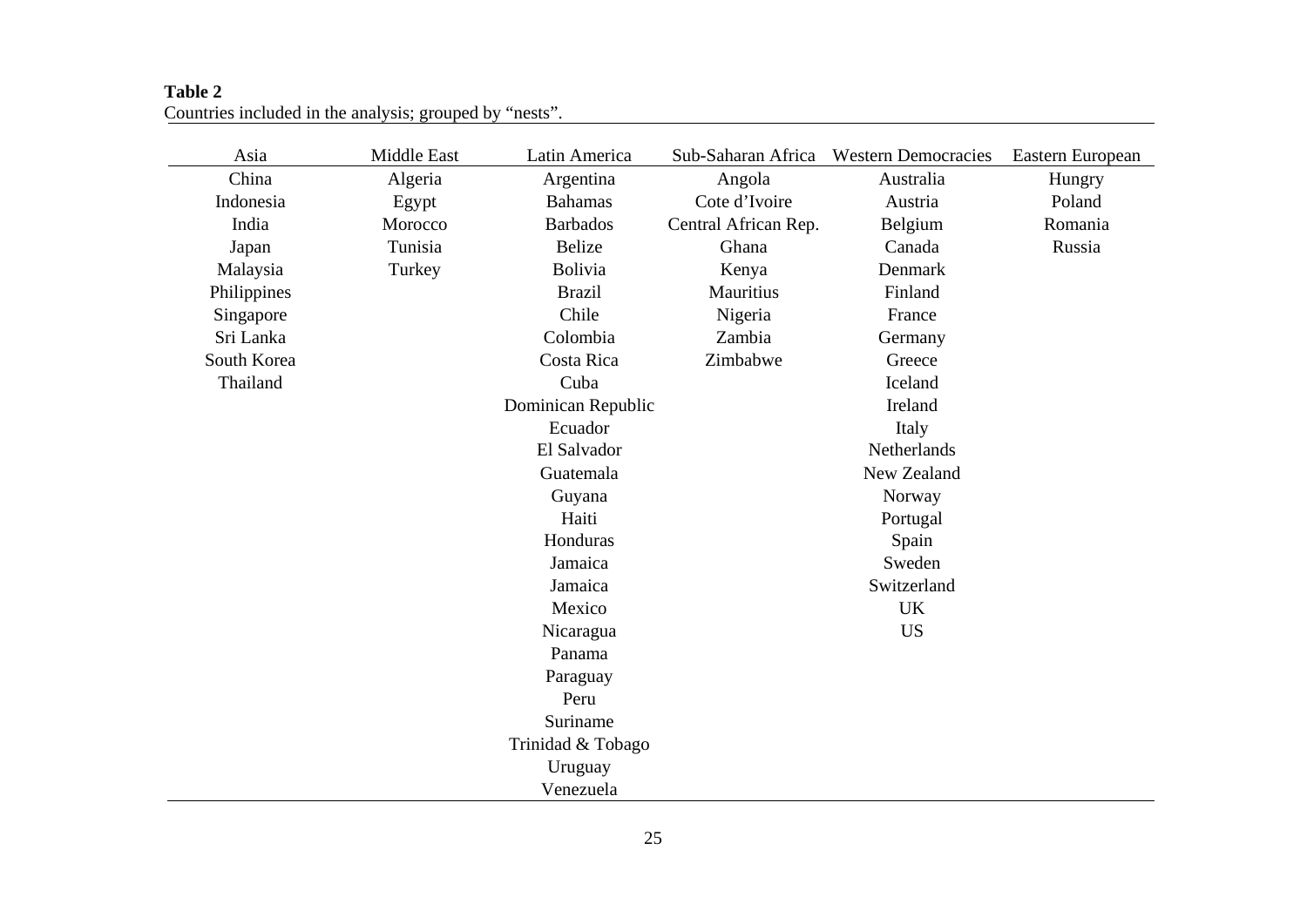**Table 2**
Countries included in the analysis; grouped by "nests".

| Asia | Middle East | Latin America | Sub-Saharan Africa | Western Democracies | Eastern European |
|---|---|---|---|---|---|
| China | Algeria | Argentina | Angola | Australia | Hungry |
| Indonesia | Egypt | Bahamas | Cote d'Ivoire | Austria | Poland |
| India | Morocco | Barbados | Central African Rep. | Belgium | Romania |
| Japan | Tunisia | Belize | Ghana | Canada | Russia |
| Malaysia | Turkey | Bolivia | Kenya | Denmark | |
| Philippines | | Brazil | Mauritius | Finland | |
| Singapore | | Chile | Nigeria | France | |
| Sri Lanka | | Colombia | Zambia | Germany | |
| South Korea | | Costa Rica | Zimbabwe | Greece | |
| Thailand | | Cuba | | Iceland | |
| | | Dominican Republic | | Ireland | |
| | | Ecuador | | Italy | |
| | | El Salvador | | Netherlands | |
| | | Guatemala | | New Zealand | |
| | | Guyana | | Norway | |
| | | Haiti | | Portugal | |
| | | Honduras | | Spain | |
| | | Jamaica | | Sweden | |
| | | Jamaica | | Switzerland | |
| | | Mexico | | UK | |
| | | Nicaragua | | US | |
| | | Panama | | | |
| | | Paraguay | | | |
| | | Peru | | | |
| | | Suriname | | | |
| | | Trinidad & Tobago | | | |
| | | Uruguay | | | |
| | | Venezuela | | | |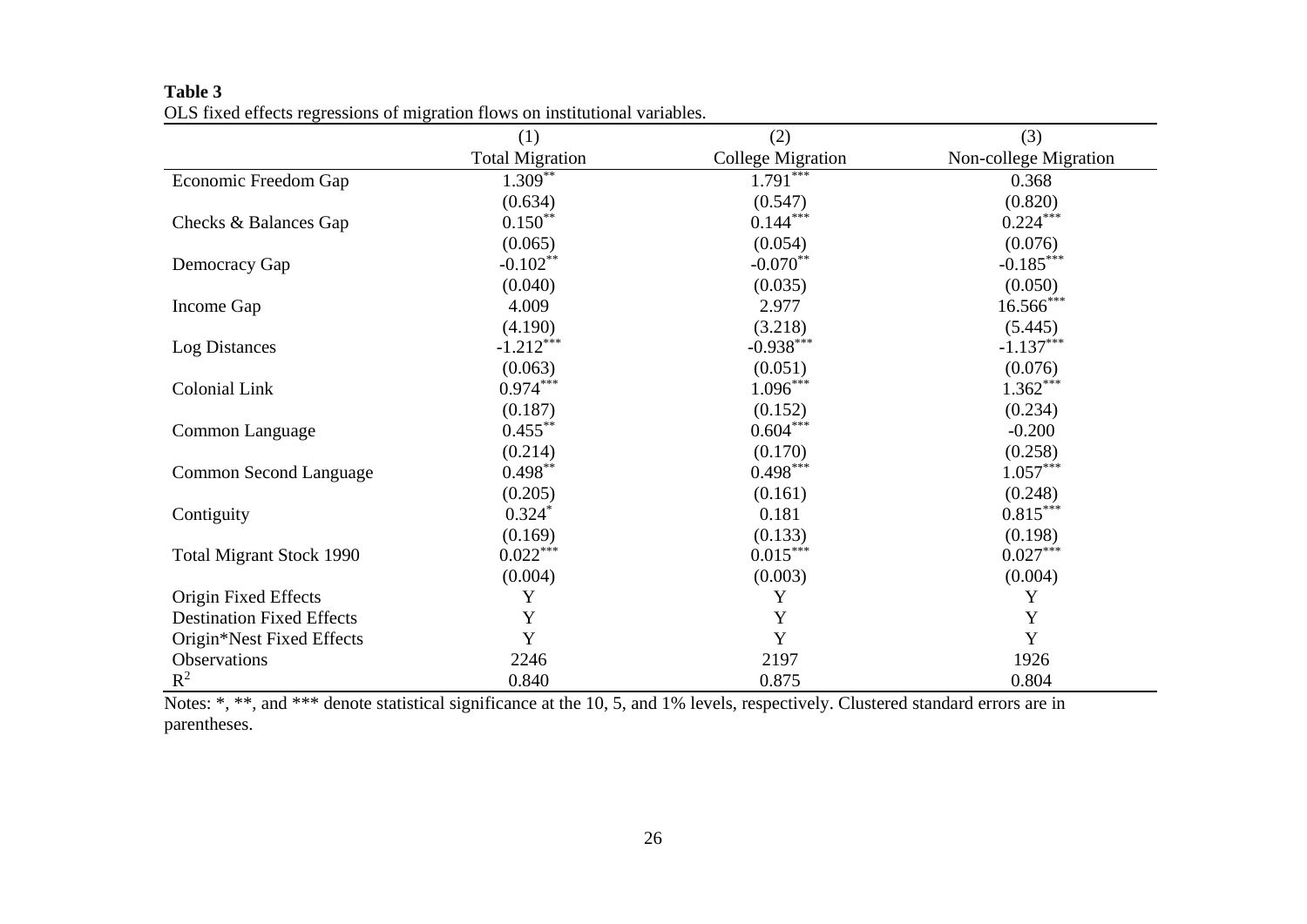**Table 3**

OLS fixed effects regressions of migration flows on institutional variables.

| | (1) | (2) | (3) |
|---|---|---|---|
| | Total Migration | College Migration | Non-college Migration |
| Economic Freedom Gap | 1.309** | 1.791*** | 0.368 |
| | (0.634) | (0.547) | (0.820) |
| Checks & Balances Gap | 0.150** | 0.144*** | 0.224*** |
| | (0.065) | (0.054) | (0.076) |
| Democracy Gap | -0.102** | -0.070** | -0.185*** |
| | (0.040) | (0.035) | (0.050) |
| Income Gap | 4.009 | 2.977 | 16.566*** |
| | (4.190) | (3.218) | (5.445) |
| Log Distances | -1.212*** | -0.938*** | -1.137*** |
| | (0.063) | (0.051) | (0.076) |
| Colonial Link | 0.974*** | 1.096*** | 1.362*** |
| | (0.187) | (0.152) | (0.234) |
| Common Language | 0.455** | 0.604*** | -0.200 |
| | (0.214) | (0.170) | (0.258) |
| Common Second Language | 0.498** | 0.498*** | 1.057*** |
| | (0.205) | (0.161) | (0.248) |
| Contiguity | 0.324* | 0.181 | 0.815*** |
| | (0.169) | (0.133) | (0.198) |
| Total Migrant Stock 1990 | 0.022*** | 0.015*** | 0.027*** |
| | (0.004) | (0.003) | (0.004) |
| Origin Fixed Effects | Y | Y | Y |
| Destination Fixed Effects | Y | Y | Y |
| Origin*Nest Fixed Effects | Y | Y | Y |
| Observations | 2246 | 2197 | 1926 |
| $R^2$ | 0.840 | 0.875 | 0.804 |

Notes: *, **, and *** denote statistical significance at the 10, 5, and 1% levels, respectively. Clustered standard errors are in parentheses.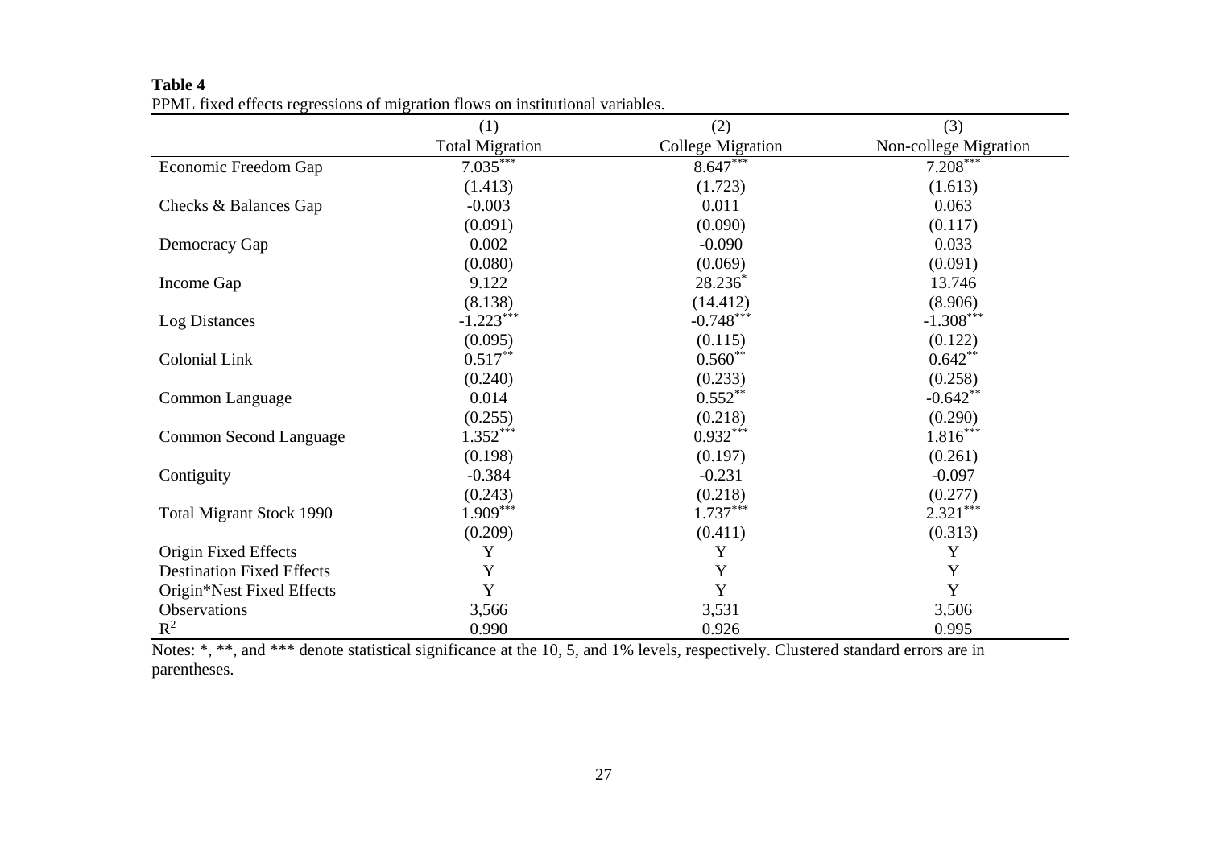**Table 4**

PPML fixed effects regressions of migration flows on institutional variables.

| | (1) | (2) | (3) |
|---|---|---|---|
| | Total Migration | College Migration | Non-college Migration |
| Economic Freedom Gap | 7.035*** | 8.647*** | 7.208*** |
| | (1.413) | (1.723) | (1.613) |
| Checks & Balances Gap | -0.003 | 0.011 | 0.063 |
| | (0.091) | (0.090) | (0.117) |
| Democracy Gap | 0.002 | -0.090 | 0.033 |
| | (0.080) | (0.069) | (0.091) |
| Income Gap | 9.122 | 28.236* | 13.746 |
| | (8.138) | (14.412) | (8.906) |
| Log Distances | -1.223*** | -0.748*** | -1.308*** |
| | (0.095) | (0.115) | (0.122) |
| Colonial Link | 0.517** | 0.560** | 0.642** |
| | (0.240) | (0.233) | (0.258) |
| Common Language | 0.014 | 0.552** | -0.642** |
| | (0.255) | (0.218) | (0.290) |
| Common Second Language | 1.352*** | 0.932*** | 1.816*** |
| | (0.198) | (0.197) | (0.261) |
| Contiguity | -0.384 | -0.231 | -0.097 |
| | (0.243) | (0.218) | (0.277) |
| Total Migrant Stock 1990 | 1.909*** | 1.737*** | 2.321*** |
| | (0.209) | (0.411) | (0.313) |
| Origin Fixed Effects | Y | Y | Y |
| Destination Fixed Effects | Y | Y | Y |
| Origin*Nest Fixed Effects | Y | Y | Y |
| Observations | 3,566 | 3,531 | 3,506 |
| $R^2$ | 0.990 | 0.926 | 0.995 |

Notes: *, **, and *** denote statistical significance at the 10, 5, and 1% levels, respectively. Clustered standard errors are in parentheses.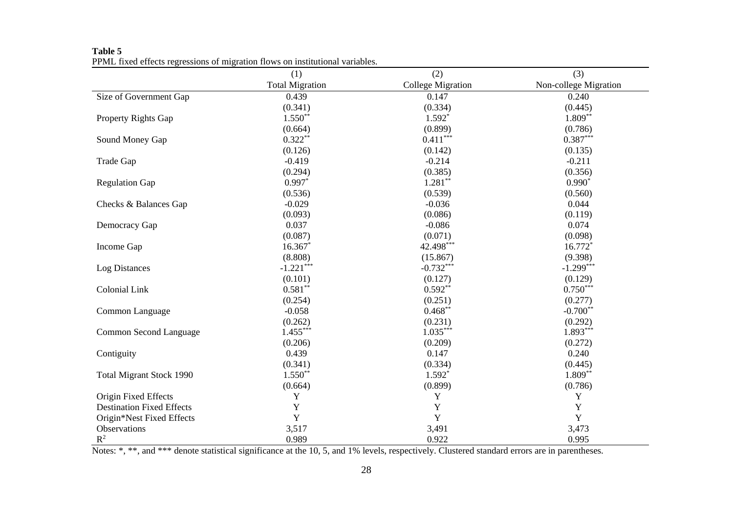**Table 5**
PPML fixed effects regressions of migration flows on institutional variables.

| | (1) | (2) | (3) |
|---|---|---|---|
| | Total Migration | College Migration | Non-college Migration |
| Size of Government Gap | 0.439 | 0.147 | 0.240 |
| | (0.341) | (0.334) | (0.445) |
| Property Rights Gap | 1.550** | 1.592* | 1.809** |
| | (0.664) | (0.899) | (0.786) |
| Sound Money Gap | 0.322** | 0.411*** | 0.387*** |
| | (0.126) | (0.142) | (0.135) |
| Trade Gap | -0.419 | -0.214 | -0.211 |
| | (0.294) | (0.385) | (0.356) |
| Regulation Gap | 0.997* | 1.281** | 0.990* |
| | (0.536) | (0.539) | (0.560) |
| Checks & Balances Gap | -0.029 | -0.036 | 0.044 |
| | (0.093) | (0.086) | (0.119) |
| Democracy Gap | 0.037 | -0.086 | 0.074 |
| | (0.087) | (0.071) | (0.098) |
| Income Gap | 16.367* | 42.498*** | 16.772* |
| | (8.808) | (15.867) | (9.398) |
| Log Distances | -1.221*** | -0.732*** | -1.299*** |
| | (0.101) | (0.127) | (0.129) |
| Colonial Link | 0.581** | 0.592** | 0.750*** |
| | (0.254) | (0.251) | (0.277) |
| Common Language | -0.058 | 0.468** | -0.700** |
| | (0.262) | (0.231) | (0.292) |
| Common Second Language | 1.455*** | 1.035*** | 1.893*** |
| | (0.206) | (0.209) | (0.272) |
| Contiguity | 0.439 | 0.147 | 0.240 |
| | (0.341) | (0.334) | (0.445) |
| Total Migrant Stock 1990 | 1.550** | 1.592* | 1.809** |
| | (0.664) | (0.899) | (0.786) |
| Origin Fixed Effects | Y | Y | Y |
| Destination Fixed Effects | Y | Y | Y |
| Origin*Nest Fixed Effects | Y | Y | Y |
| Observations | 3,517 | 3,491 | 3,473 |
| $R^2$ | 0.989 | 0.922 | 0.995 |

Notes: *, **, and *** denote statistical significance at the 10, 5, and 1% levels, respectively. Clustered standard errors are in parentheses.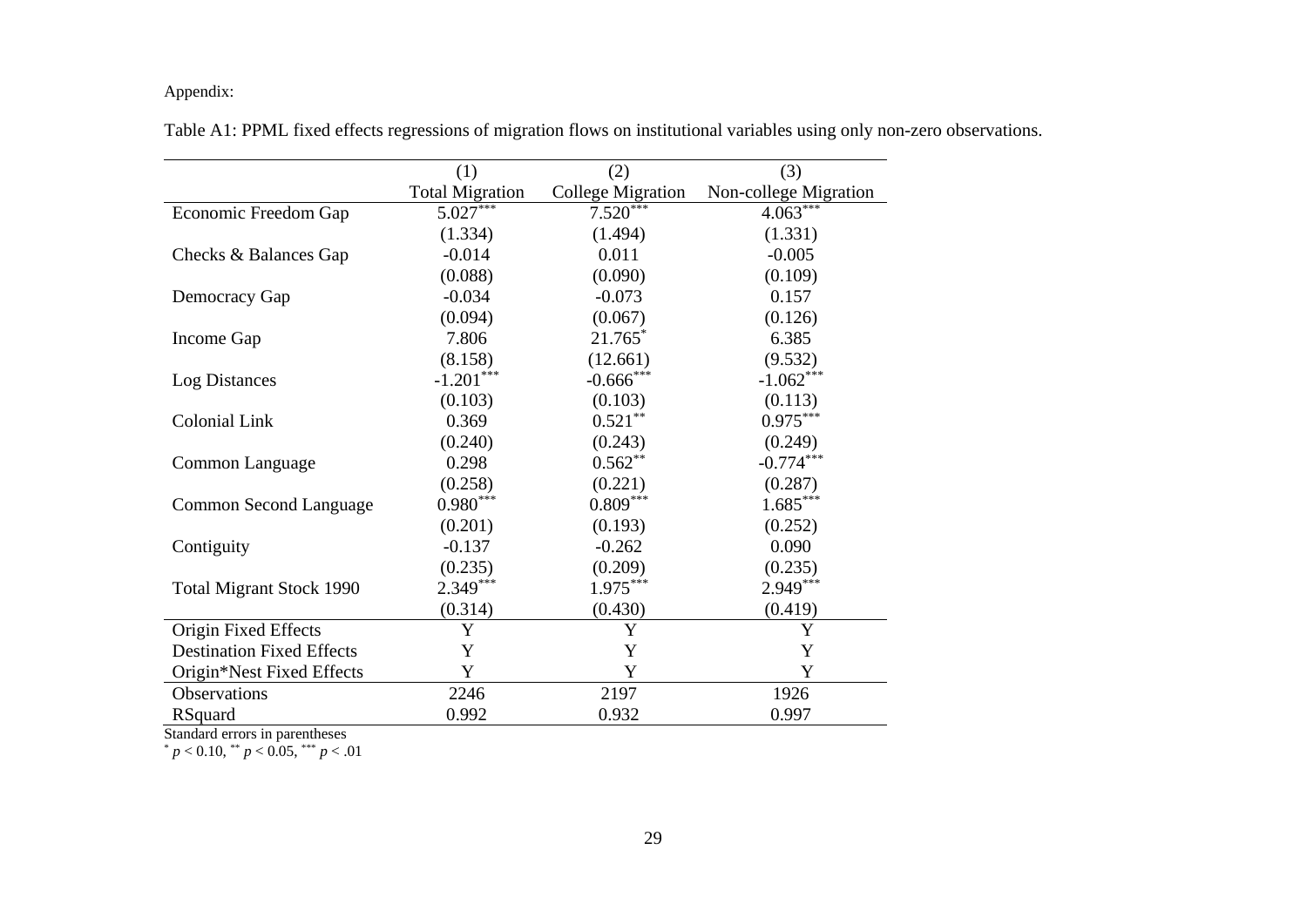Appendix:

Table A1: PPML fixed effects regressions of migration flows on institutional variables using only non-zero observations.

| | (1) | (2) | (3) |
|---|---|---|---|
| | Total Migration | College Migration | Non-college Migration |
| Economic Freedom Gap | 5.027*** | 7.520*** | 4.063*** |
| | (1.334) | (1.494) | (1.331) |
| Checks & Balances Gap | -0.014 | 0.011 | -0.005 |
| | (0.088) | (0.090) | (0.109) |
| Democracy Gap | -0.034 | -0.073 | 0.157 |
| | (0.094) | (0.067) | (0.126) |
| Income Gap | 7.806 | 21.765* | 6.385 |
| | (8.158) | (12.661) | (9.532) |
| Log Distances | -1.201*** | -0.666*** | -1.062*** |
| | (0.103) | (0.103) | (0.113) |
| Colonial Link | 0.369 | 0.521** | 0.975*** |
| | (0.240) | (0.243) | (0.249) |
| Common Language | 0.298 | 0.562** | -0.774*** |
| | (0.258) | (0.221) | (0.287) |
| Common Second Language | 0.980*** | 0.809*** | 1.685*** |
| | (0.201) | (0.193) | (0.252) |
| Contiguity | -0.137 | -0.262 | 0.090 |
| | (0.235) | (0.209) | (0.235) |
| Total Migrant Stock 1990 | 2.349*** | 1.975*** | 2.949*** |
| | (0.314) | (0.430) | (0.419) |
| Origin Fixed Effects | Y | Y | Y |
| Destination Fixed Effects | Y | Y | Y |
| Origin*Nest Fixed Effects | Y | Y | Y |
| Observations | 2246 | 2197 | 1926 |
| RSquard | 0.992 | 0.932 | 0.997 |

Standard errors in parentheses

* $p < 0.10$, ** $p < 0.05$, *** $p < .01$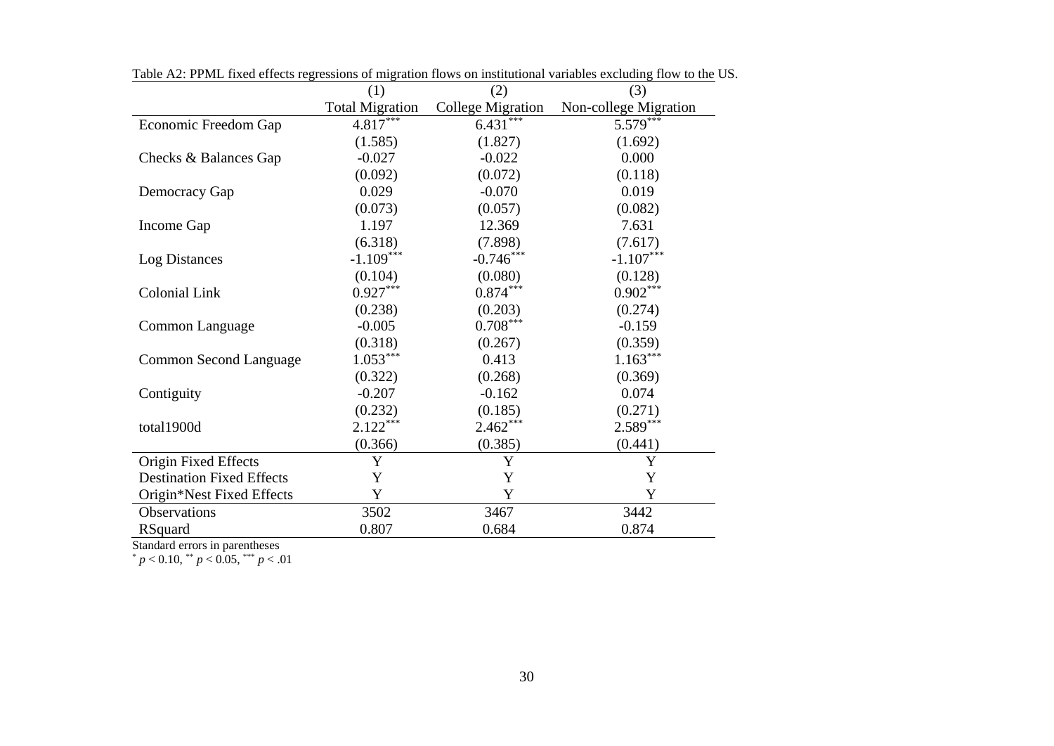Table A2: PPML fixed effects regressions of migration flows on institutional variables excluding flow to the US.

| | (1) | (2) | (3) |
|---|---|---|---|
| | Total Migration | College Migration | Non-college Migration |
| Economic Freedom Gap | 4.817*** | 6.431*** | 5.579*** |
| | (1.585) | (1.827) | (1.692) |
| Checks & Balances Gap | -0.027 | -0.022 | 0.000 |
| | (0.092) | (0.072) | (0.118) |
| Democracy Gap | 0.029 | -0.070 | 0.019 |
| | (0.073) | (0.057) | (0.082) |
| Income Gap | 1.197 | 12.369 | 7.631 |
| | (6.318) | (7.898) | (7.617) |
| Log Distances | -1.109*** | -0.746*** | -1.107*** |
| | (0.104) | (0.080) | (0.128) |
| Colonial Link | 0.927*** | 0.874*** | 0.902*** |
| | (0.238) | (0.203) | (0.274) |
| Common Language | -0.005 | 0.708*** | -0.159 |
| | (0.318) | (0.267) | (0.359) |
| Common Second Language | 1.053*** | 0.413 | 1.163*** |
| | (0.322) | (0.268) | (0.369) |
| Contiguity | -0.207 | -0.162 | 0.074 |
| | (0.232) | (0.185) | (0.271) |
| total1900d | 2.122*** | 2.462*** | 2.589*** |
| | (0.366) | (0.385) | (0.441) |
| Origin Fixed Effects | Y | Y | Y |
| Destination Fixed Effects | Y | Y | Y |
| Origin*Nest Fixed Effects | Y | Y | Y |
| Observations | 3502 | 3467 | 3442 |
| RSquard | 0.807 | 0.684 | 0.874 |

Standard errors in parentheses

* $p < 0.10$, ** $p < 0.05$, *** $p < .01$